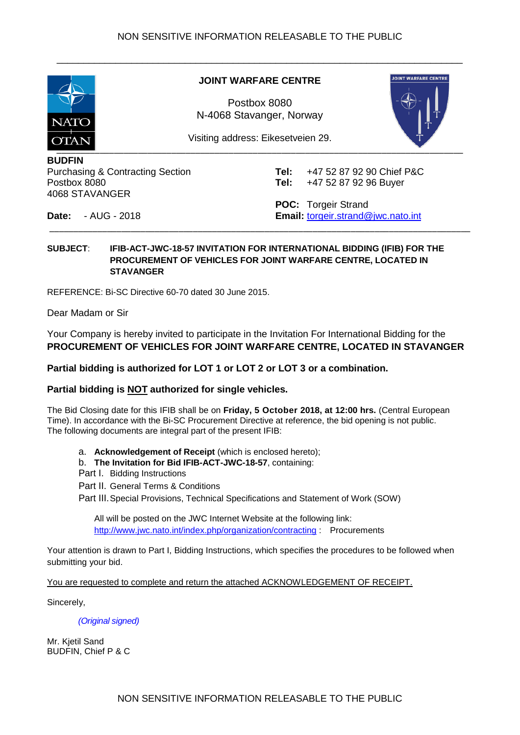NON SENSITIVE INFORMATION RELEASABLE TO THE PUBLIC

**JOINT WARFARE CENTRE**

Postbox 8080
N-4068 Stavanger, Norway

Visiting address: Eikesetveien 29.

**BUDFIN**
Purchasing & Contracting Section
Postbox 8080
4068 STAVANGER

**Tel:** +47 52 87 92 90 Chief P&C
**Tel:** +47 52 87 92 96 Buyer

**POC:** Torgeir Strand
**Email:** torgeir.strand@jwc.nato.int

**Date:** - AUG - 2018

**SUBJECT**: **IFIB-ACT-JWC-18-57 INVITATION FOR INTERNATIONAL BIDDING (IFIB) FOR THE PROCUREMENT OF VEHICLES FOR JOINT WARFARE CENTRE, LOCATED IN STAVANGER**

REFERENCE: Bi-SC Directive 60-70 dated 30 June 2015.

Dear Madam or Sir

Your Company is hereby invited to participate in the Invitation For International Bidding for the **PROCUREMENT OF VEHICLES FOR JOINT WARFARE CENTRE, LOCATED IN STAVANGER**

**Partial bidding is authorized for LOT 1 or LOT 2 or LOT 3 or a combination.**

**Partial bidding is NOT authorized for single vehicles.**

The Bid Closing date for this IFIB shall be on **Friday, 5 October 2018, at 12:00 hrs.** (Central European Time). In accordance with the Bi-SC Procurement Directive at reference, the bid opening is not public. The following documents are integral part of the present IFIB:

a. **Acknowledgement of Receipt** (which is enclosed hereto);
b. **The Invitation for Bid IFIB-ACT-JWC-18-57**, containing:

Part I. Bidding Instructions
Part II. General Terms & Conditions
Part III. Special Provisions, Technical Specifications and Statement of Work (SOW)

All will be posted on the JWC Internet Website at the following link: http://www.jwc.nato.int/index.php/organization/contracting : Procurements

Your attention is drawn to Part I, Bidding Instructions, which specifies the procedures to be followed when submitting your bid.

You are requested to complete and return the attached ACKNOWLEDGEMENT OF RECEIPT.

Sincerely,

*(Original signed)*

Mr. Kjetil Sand
BUDFIN, Chief P & C

NON SENSITIVE INFORMATION RELEASABLE TO THE PUBLIC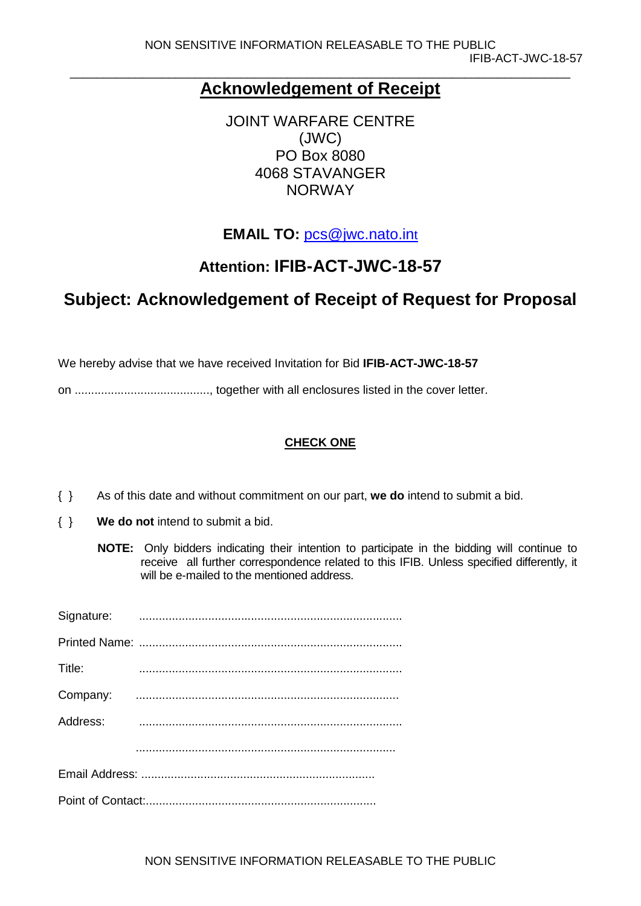## Acknowledgement of Receipt

JOINT WARFARE CENTRE
(JWC)
PO Box 8080
4068 STAVANGER
NORWAY

**EMAIL TO:** pcs@jwc.nato.int

**Attention: IFIB-ACT-JWC-18-57**

**Subject: Acknowledgement of Receipt of Request for Proposal**

We hereby advise that we have received Invitation for Bid **IFIB-ACT-JWC-18-57**

on ........................................., together with all enclosures listed in the cover letter.

**CHECK ONE**

{ } As of this date and without commitment on our part, **we do** intend to submit a bid.

{ } **We do not** intend to submit a bid.

**NOTE:** Only bidders indicating their intention to participate in the bidding will continue to receive all further correspondence related to this IFIB. Unless specified differently, it will be e-mailed to the mentioned address.

Signature: ...............................................................................

Printed Name: ...............................................................................

Title: ...............................................................................

Company: ...............................................................................

Address: ...............................................................................

...............................................................................

Email Address: ......................................................................

Point of Contact:.....................................................................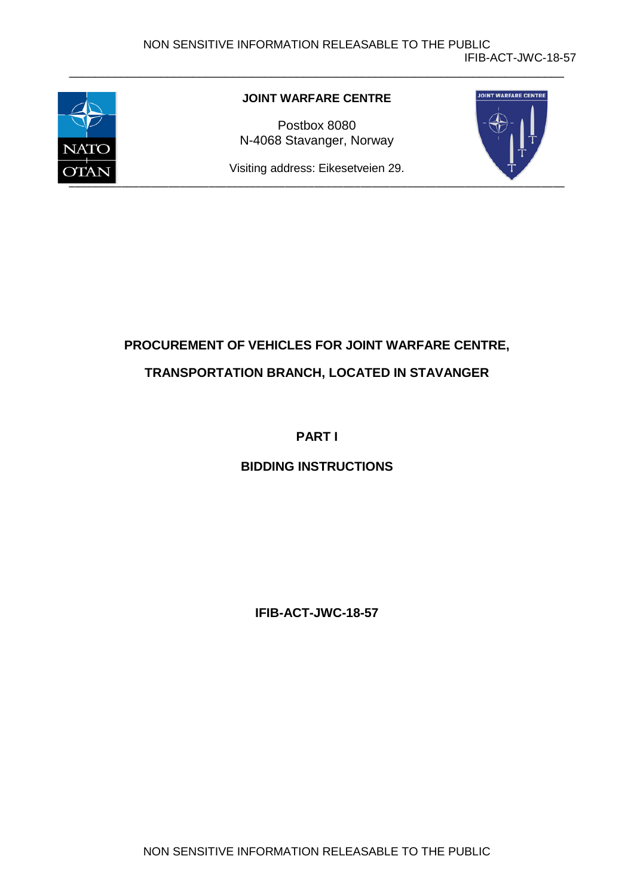**JOINT WARFARE CENTRE**

Postbox 8080
N-4068 Stavanger, Norway

Visiting address: Eikesetveien 29.

# PROCUREMENT OF VEHICLES FOR JOINT WARFARE CENTRE, TRANSPORTATION BRANCH, LOCATED IN STAVANGER

## PART I

## BIDDING INSTRUCTIONS

**IFIB-ACT-JWC-18-57**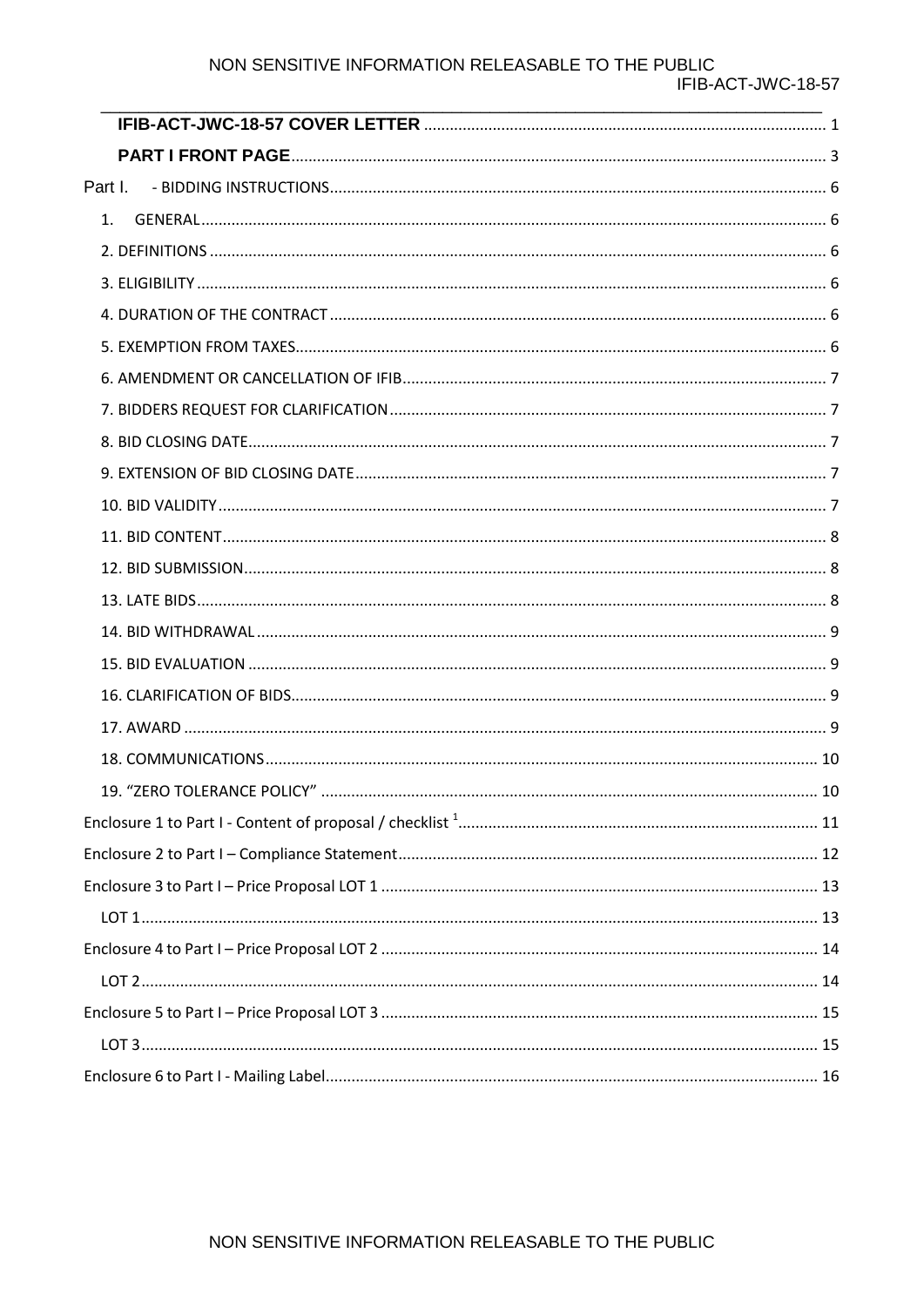**IFIB-ACT-JWC-18-57 COVER LETTER** ............................................................................................ 1

**PART I FRONT PAGE** ............................................................................................................ 3

Part I. - BIDDING INSTRUCTIONS ................................................................................................ 6

1. GENERAL ................................................................................................................................ 6

2. DEFINITIONS .......................................................................................................................... 6

3. ELIGIBILITY ............................................................................................................................ 6

4. DURATION OF THE CONTRACT ............................................................................................... 6

5. EXEMPTION FROM TAXES ......................................................................................................... 6

6. AMENDMENT OR CANCELLATION OF IFIB ................................................................................. 7

7. BIDDERS REQUEST FOR CLARIFICATION .................................................................................. 7

8. BID CLOSING DATE .................................................................................................................. 7

9. EXTENSION OF BID CLOSING DATE ......................................................................................... 7

10. BID VALIDITY ........................................................................................................................ 7

11. BID CONTENT ........................................................................................................................ 8

12. BID SUBMISSION .................................................................................................................... 8

13. LATE BIDS ............................................................................................................................. 8

14. BID WITHDRAWAL ................................................................................................................. 9

15. BID EVALUATION ................................................................................................................... 9

16. CLARIFICATION OF BIDS ......................................................................................................... 9

17. AWARD .................................................................................................................................. 9

18. COMMUNICATIONS ............................................................................................................... 10

19. “ZERO TOLERANCE POLICY” .................................................................................................. 10

Enclosure 1 to Part I - Content of proposal / checklist [1] ............................................................... 11

Enclosure 2 to Part I – Compliance Statement .............................................................................. 12

Enclosure 3 to Part I – Price Proposal LOT 1 ................................................................................. 13

LOT 1 ......................................................................................................................................... 13

Enclosure 4 to Part I – Price Proposal LOT 2 ................................................................................. 14

LOT 2 ......................................................................................................................................... 14

Enclosure 5 to Part I – Price Proposal LOT 3 ................................................................................. 15

LOT 3 ......................................................................................................................................... 15

Enclosure 6 to Part I - Mailing Label .............................................................................................. 16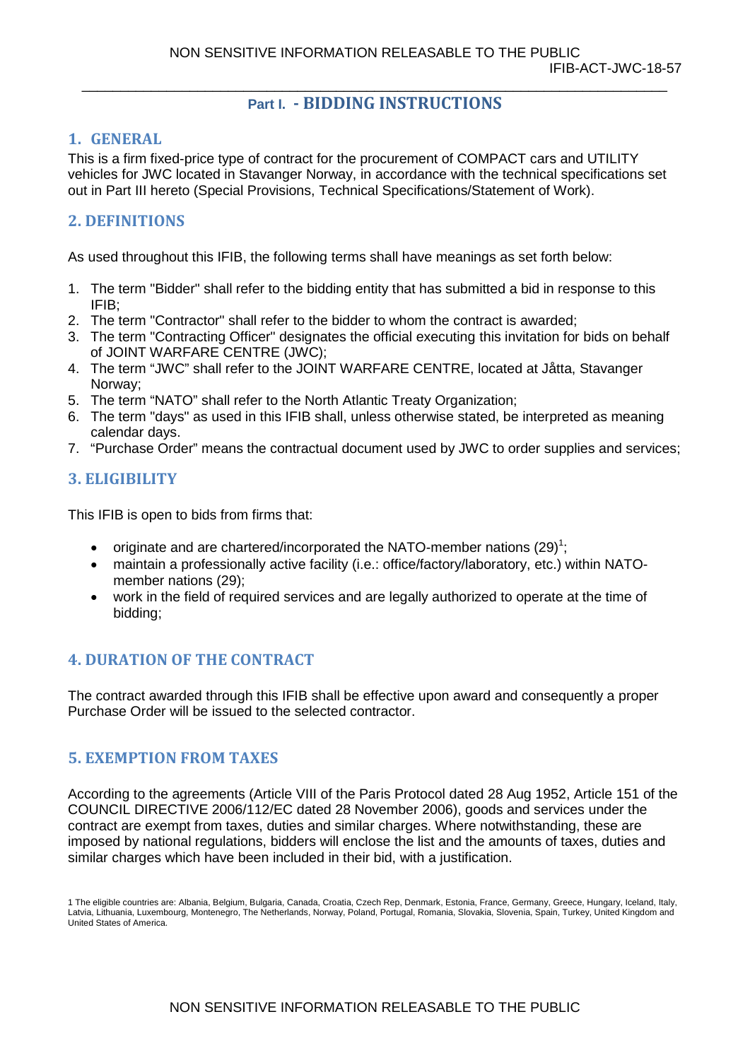# Part I. - BIDDING INSTRUCTIONS

## 1. GENERAL

This is a firm fixed-price type of contract for the procurement of COMPACT cars and UTILITY vehicles for JWC located in Stavanger Norway, in accordance with the technical specifications set out in Part III hereto (Special Provisions, Technical Specifications/Statement of Work).

## 2. DEFINITIONS

As used throughout this IFIB, the following terms shall have meanings as set forth below:

1. The term "Bidder" shall refer to the bidding entity that has submitted a bid in response to this IFIB;
2. The term "Contractor" shall refer to the bidder to whom the contract is awarded;
3. The term "Contracting Officer" designates the official executing this invitation for bids on behalf of JOINT WARFARE CENTRE (JWC);
4. The term "JWC" shall refer to the JOINT WARFARE CENTRE, located at Jåtta, Stavanger Norway;
5. The term "NATO" shall refer to the North Atlantic Treaty Organization;
6. The term "days" as used in this IFIB shall, unless otherwise stated, be interpreted as meaning calendar days.
7. "Purchase Order" means the contractual document used by JWC to order supplies and services;

## 3. ELIGIBILITY

This IFIB is open to bids from firms that:

- originate and are chartered/incorporated the NATO-member nations (29)[1];
- maintain a professionally active facility (i.e.: office/factory/laboratory, etc.) within NATO-member nations (29);
- work in the field of required services and are legally authorized to operate at the time of bidding;

## 4. DURATION OF THE CONTRACT

The contract awarded through this IFIB shall be effective upon award and consequently a proper Purchase Order will be issued to the selected contractor.

## 5. EXEMPTION FROM TAXES

According to the agreements (Article VIII of the Paris Protocol dated 28 Aug 1952, Article 151 of the COUNCIL DIRECTIVE 2006/112/EC dated 28 November 2006), goods and services under the contract are exempt from taxes, duties and similar charges. Where notwithstanding, these are imposed by national regulations, bidders will enclose the list and the amounts of taxes, duties and similar charges which have been included in their bid, with a justification.

1 The eligible countries are: Albania, Belgium, Bulgaria, Canada, Croatia, Czech Rep, Denmark, Estonia, France, Germany, Greece, Hungary, Iceland, Italy, Latvia, Lithuania, Luxembourg, Montenegro, The Netherlands, Norway, Poland, Portugal, Romania, Slovakia, Slovenia, Spain, Turkey, United Kingdom and United States of America.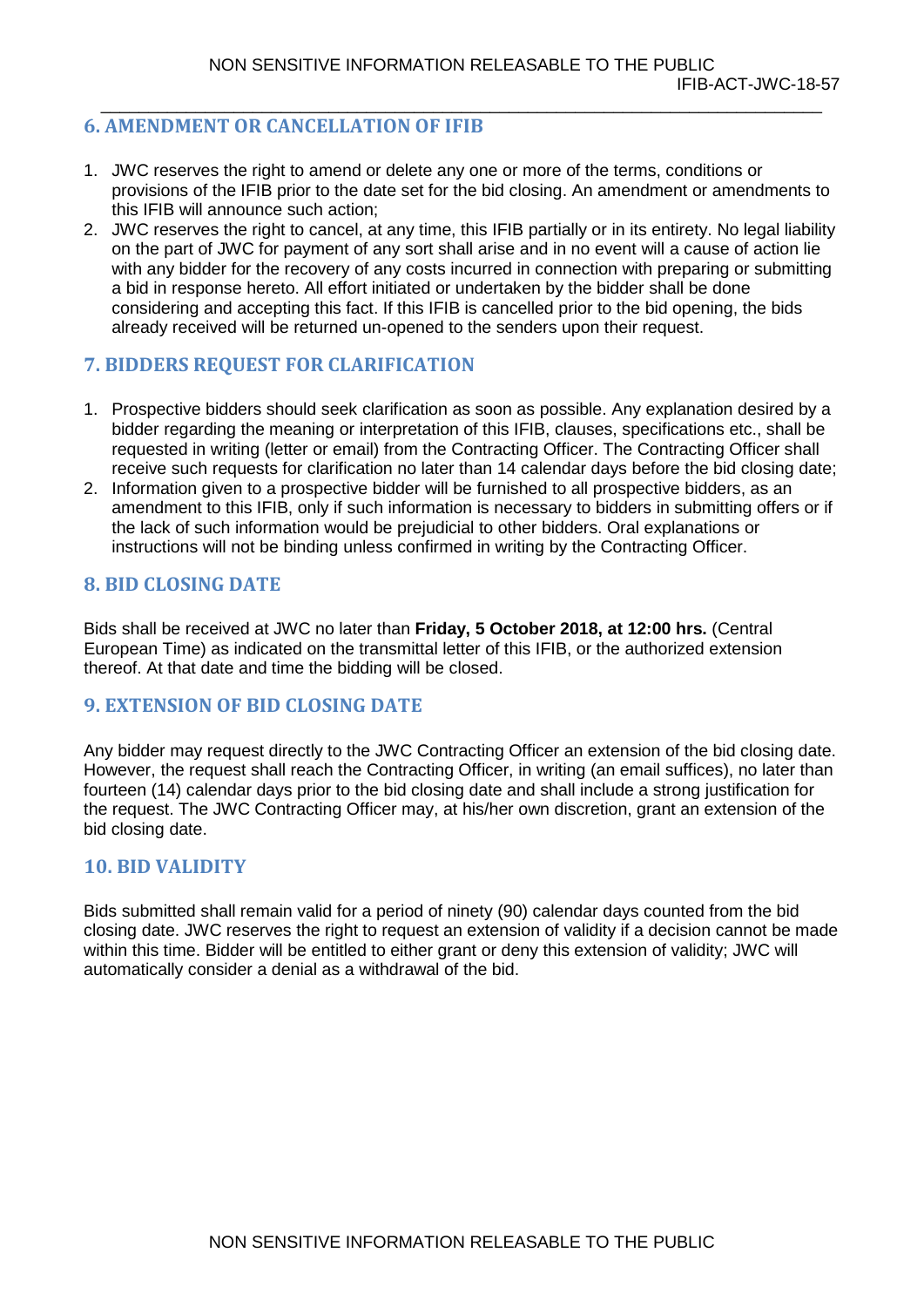## 6. AMENDMENT OR CANCELLATION OF IFIB

1. JWC reserves the right to amend or delete any one or more of the terms, conditions or provisions of the IFIB prior to the date set for the bid closing. An amendment or amendments to this IFIB will announce such action;
2. JWC reserves the right to cancel, at any time, this IFIB partially or in its entirety. No legal liability on the part of JWC for payment of any sort shall arise and in no event will a cause of action lie with any bidder for the recovery of any costs incurred in connection with preparing or submitting a bid in response hereto. All effort initiated or undertaken by the bidder shall be done considering and accepting this fact. If this IFIB is cancelled prior to the bid opening, the bids already received will be returned un-opened to the senders upon their request.

## 7. BIDDERS REQUEST FOR CLARIFICATION

1. Prospective bidders should seek clarification as soon as possible. Any explanation desired by a bidder regarding the meaning or interpretation of this IFIB, clauses, specifications etc., shall be requested in writing (letter or email) from the Contracting Officer. The Contracting Officer shall receive such requests for clarification no later than 14 calendar days before the bid closing date;
2. Information given to a prospective bidder will be furnished to all prospective bidders, as an amendment to this IFIB, only if such information is necessary to bidders in submitting offers or if the lack of such information would be prejudicial to other bidders. Oral explanations or instructions will not be binding unless confirmed in writing by the Contracting Officer.

## 8. BID CLOSING DATE

Bids shall be received at JWC no later than **Friday, 5 October 2018, at 12:00 hrs.** (Central European Time) as indicated on the transmittal letter of this IFIB, or the authorized extension thereof. At that date and time the bidding will be closed.

## 9. EXTENSION OF BID CLOSING DATE

Any bidder may request directly to the JWC Contracting Officer an extension of the bid closing date. However, the request shall reach the Contracting Officer, in writing (an email suffices), no later than fourteen (14) calendar days prior to the bid closing date and shall include a strong justification for the request. The JWC Contracting Officer may, at his/her own discretion, grant an extension of the bid closing date.

## 10. BID VALIDITY

Bids submitted shall remain valid for a period of ninety (90) calendar days counted from the bid closing date. JWC reserves the right to request an extension of validity if a decision cannot be made within this time. Bidder will be entitled to either grant or deny this extension of validity; JWC will automatically consider a denial as a withdrawal of the bid.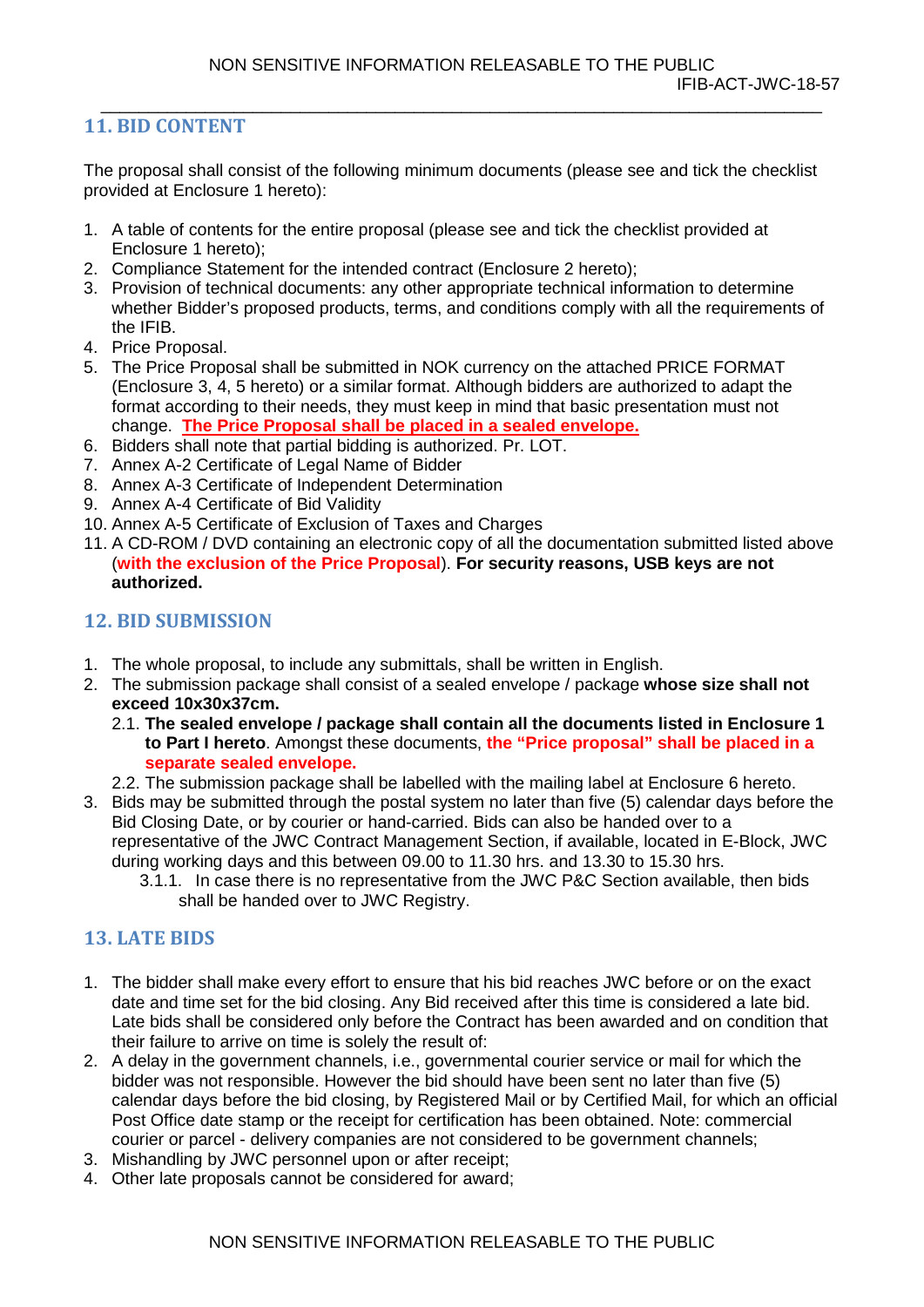## 11. BID CONTENT

The proposal shall consist of the following minimum documents (please see and tick the checklist provided at Enclosure 1 hereto):

1. A table of contents for the entire proposal (please see and tick the checklist provided at Enclosure 1 hereto);
2. Compliance Statement for the intended contract (Enclosure 2 hereto);
3. Provision of technical documents: any other appropriate technical information to determine whether Bidder's proposed products, terms, and conditions comply with all the requirements of the IFIB.
4. Price Proposal.
5. The Price Proposal shall be submitted in NOK currency on the attached PRICE FORMAT (Enclosure 3, 4, 5 hereto) or a similar format. Although bidders are authorized to adapt the format according to their needs, they must keep in mind that basic presentation must not change. **The Price Proposal shall be placed in a sealed envelope.**
6. Bidders shall note that partial bidding is authorized. Pr. LOT.
7. Annex A-2 Certificate of Legal Name of Bidder
8. Annex A-3 Certificate of Independent Determination
9. Annex A-4 Certificate of Bid Validity
10. Annex A-5 Certificate of Exclusion of Taxes and Charges
11. A CD-ROM / DVD containing an electronic copy of all the documentation submitted listed above (**with the exclusion of the Price Proposal**). **For security reasons, USB keys are not authorized.**

## 12. BID SUBMISSION

1. The whole proposal, to include any submittals, shall be written in English.
2. The submission package shall consist of a sealed envelope / package **whose size shall not exceed 10x30x37cm.**
   - 2.1. **The sealed envelope / package shall contain all the documents listed in Enclosure 1 to Part I hereto**. Amongst these documents, **the "Price proposal" shall be placed in a separate sealed envelope.**
   - 2.2. The submission package shall be labelled with the mailing label at Enclosure 6 hereto.
3. Bids may be submitted through the postal system no later than five (5) calendar days before the Bid Closing Date, or by courier or hand-carried. Bids can also be handed over to a representative of the JWC Contract Management Section, if available, located in E-Block, JWC during working days and this between 09.00 to 11.30 hrs. and 13.30 to 15.30 hrs.
   - 3.1.1. In case there is no representative from the JWC P&C Section available, then bids shall be handed over to JWC Registry.

## 13. LATE BIDS

1. The bidder shall make every effort to ensure that his bid reaches JWC before or on the exact date and time set for the bid closing. Any Bid received after this time is considered a late bid. Late bids shall be considered only before the Contract has been awarded and on condition that their failure to arrive on time is solely the result of:
2. A delay in the government channels, i.e., governmental courier service or mail for which the bidder was not responsible. However the bid should have been sent no later than five (5) calendar days before the bid closing, by Registered Mail or by Certified Mail, for which an official Post Office date stamp or the receipt for certification has been obtained. Note: commercial courier or parcel - delivery companies are not considered to be government channels;
3. Mishandling by JWC personnel upon or after receipt;
4. Other late proposals cannot be considered for award;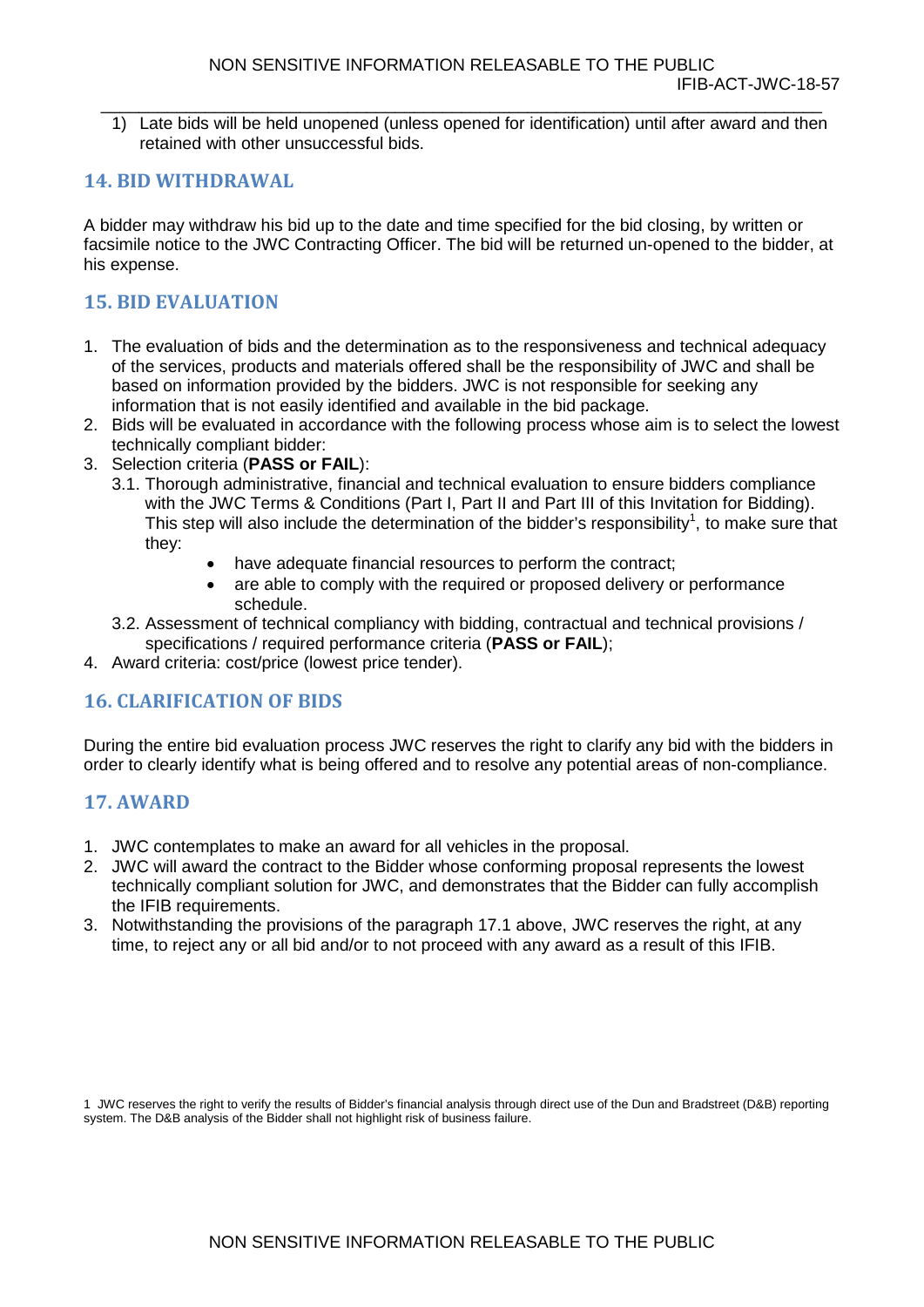1) Late bids will be held unopened (unless opened for identification) until after award and then retained with other unsuccessful bids.

## 14. BID WITHDRAWAL

A bidder may withdraw his bid up to the date and time specified for the bid closing, by written or facsimile notice to the JWC Contracting Officer. The bid will be returned un-opened to the bidder, at his expense.

## 15. BID EVALUATION

1. The evaluation of bids and the determination as to the responsiveness and technical adequacy of the services, products and materials offered shall be the responsibility of JWC and shall be based on information provided by the bidders. JWC is not responsible for seeking any information that is not easily identified and available in the bid package.
2. Bids will be evaluated in accordance with the following process whose aim is to select the lowest technically compliant bidder:
3. Selection criteria (**PASS or FAIL**):
   3.1. Thorough administrative, financial and technical evaluation to ensure bidders compliance with the JWC Terms & Conditions (Part I, Part II and Part III of this Invitation for Bidding). This step will also include the determination of the bidder's responsibility[1], to make sure that they:
      - have adequate financial resources to perform the contract;
      - are able to comply with the required or proposed delivery or performance schedule.

   3.2. Assessment of technical compliancy with bidding, contractual and technical provisions / specifications / required performance criteria (**PASS or FAIL**);
4. Award criteria: cost/price (lowest price tender).

## 16. CLARIFICATION OF BIDS

During the entire bid evaluation process JWC reserves the right to clarify any bid with the bidders in order to clearly identify what is being offered and to resolve any potential areas of non-compliance.

## 17. AWARD

1. JWC contemplates to make an award for all vehicles in the proposal.
2. JWC will award the contract to the Bidder whose conforming proposal represents the lowest technically compliant solution for JWC, and demonstrates that the Bidder can fully accomplish the IFIB requirements.
3. Notwithstanding the provisions of the paragraph 17.1 above, JWC reserves the right, at any time, to reject any or all bid and/or to not proceed with any award as a result of this IFIB.

---

1 JWC reserves the right to verify the results of Bidder's financial analysis through direct use of the Dun and Bradstreet (D&B) reporting system. The D&B analysis of the Bidder shall not highlight risk of business failure.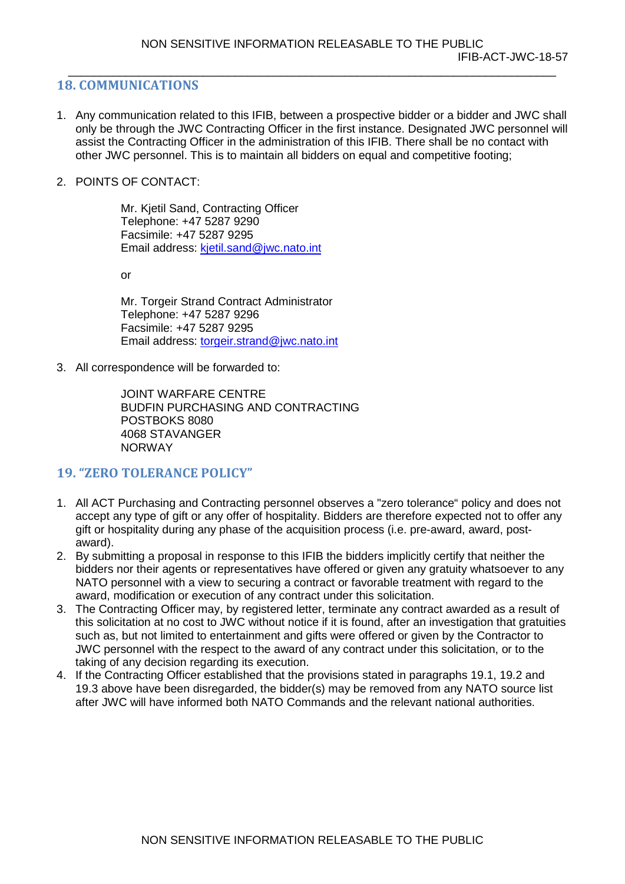## 18. COMMUNICATIONS

1. Any communication related to this IFIB, between a prospective bidder or a bidder and JWC shall only be through the JWC Contracting Officer in the first instance. Designated JWC personnel will assist the Contracting Officer in the administration of this IFIB. There shall be no contact with other JWC personnel. This is to maintain all bidders on equal and competitive footing;

2. POINTS OF CONTACT:

   Mr. Kjetil Sand, Contracting Officer
   Telephone: +47 5287 9290
   Facsimile: +47 5287 9295
   Email address: kjetil.sand@jwc.nato.int

   or

   Mr. Torgeir Strand Contract Administrator
   Telephone: +47 5287 9296
   Facsimile: +47 5287 9295
   Email address: torgeir.strand@jwc.nato.int

3. All correspondence will be forwarded to:

   JOINT WARFARE CENTRE
   BUDFIN PURCHASING AND CONTRACTING
   POSTBOKS 8080
   4068 STAVANGER
   NORWAY

## 19. "ZERO TOLERANCE POLICY"

1. All ACT Purchasing and Contracting personnel observes a "zero tolerance" policy and does not accept any type of gift or any offer of hospitality. Bidders are therefore expected not to offer any gift or hospitality during any phase of the acquisition process (i.e. pre-award, award, post-award).
2. By submitting a proposal in response to this IFIB the bidders implicitly certify that neither the bidders nor their agents or representatives have offered or given any gratuity whatsoever to any NATO personnel with a view to securing a contract or favorable treatment with regard to the award, modification or execution of any contract under this solicitation.
3. The Contracting Officer may, by registered letter, terminate any contract awarded as a result of this solicitation at no cost to JWC without notice if it is found, after an investigation that gratuities such as, but not limited to entertainment and gifts were offered or given by the Contractor to JWC personnel with the respect to the award of any contract under this solicitation, or to the taking of any decision regarding its execution.
4. If the Contracting Officer established that the provisions stated in paragraphs 19.1, 19.2 and 19.3 above have been disregarded, the bidder(s) may be removed from any NATO source list after JWC will have informed both NATO Commands and the relevant national authorities.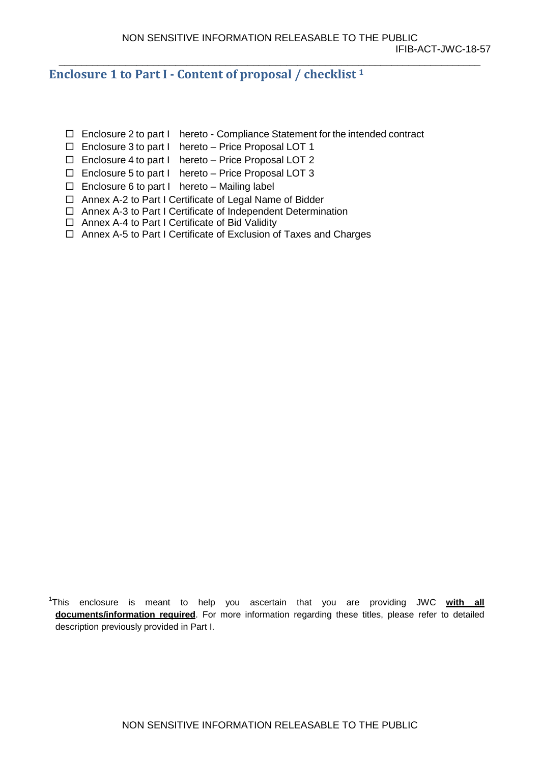## Enclosure 1 to Part I - Content of proposal / checklist [1]

- ☐ Enclosure 2 to part I hereto - Compliance Statement for the intended contract
- ☐ Enclosure 3 to part I hereto – Price Proposal LOT 1
- ☐ Enclosure 4 to part I hereto – Price Proposal LOT 2
- ☐ Enclosure 5 to part I hereto – Price Proposal LOT 3
- ☐ Enclosure 6 to part I hereto – Mailing label
- ☐ Annex A-2 to Part I Certificate of Legal Name of Bidder
- ☐ Annex A-3 to Part I Certificate of Independent Determination
- ☐ Annex A-4 to Part I Certificate of Bid Validity
- ☐ Annex A-5 to Part I Certificate of Exclusion of Taxes and Charges

[1] This enclosure is meant to help you ascertain that you are providing JWC **with all documents/information required**. For more information regarding these titles, please refer to detailed description previously provided in Part I.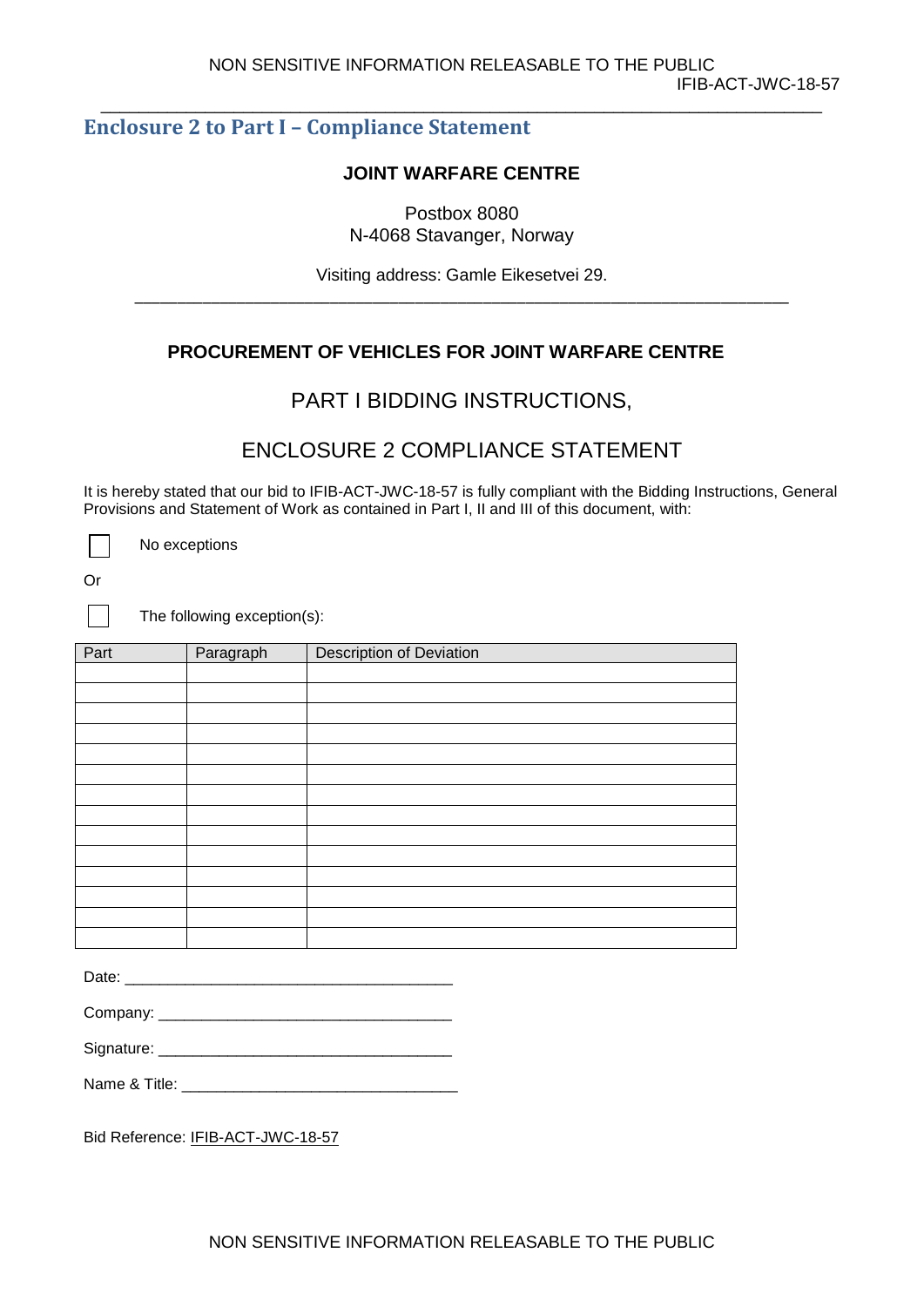## Enclosure 2 to Part I – Compliance Statement

**JOINT WARFARE CENTRE**

Postbox 8080
N-4068 Stavanger, Norway

Visiting address: Gamle Eikesetvei 29.

---

**PROCUREMENT OF VEHICLES FOR JOINT WARFARE CENTRE**

PART I BIDDING INSTRUCTIONS,

ENCLOSURE 2 COMPLIANCE STATEMENT

It is hereby stated that our bid to IFIB-ACT-JWC-18-57 is fully compliant with the Bidding Instructions, General Provisions and Statement of Work as contained in Part I, II and III of this document, with:

☐ No exceptions

Or

☐ The following exception(s):

| Part | Paragraph | Description of Deviation |
|---|---|---|
| | | |
| | | |
| | | |
| | | |
| | | |
| | | |
| | | |
| | | |
| | | |
| | | |
| | | |
| | | |
| | | |
| | | |

Date: ______________________________________

Company: __________________________________

Signature: __________________________________

Name & Title: _______________________________

Bid Reference: IFIB-ACT-JWC-18-57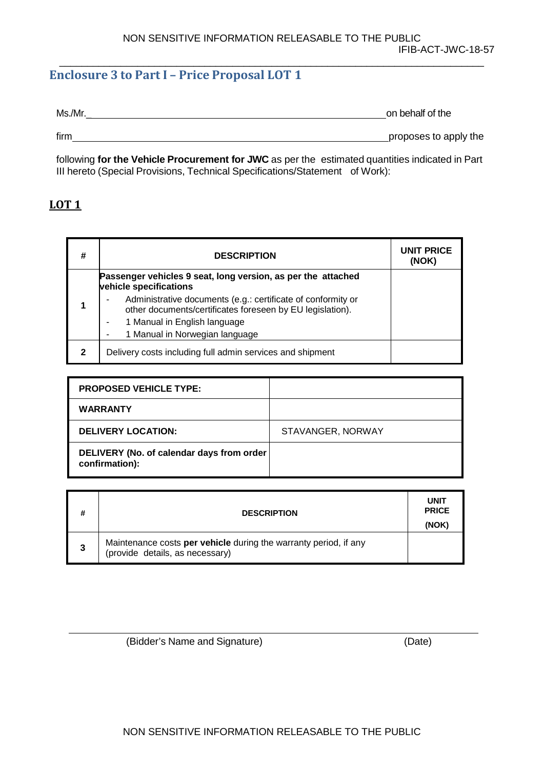## Enclosure 3 to Part I – Price Proposal LOT 1

Ms./Mr.\_\_\_\_\_\_\_\_\_\_\_\_\_\_\_\_\_\_\_\_\_\_\_\_\_\_\_\_\_\_\_\_\_\_\_\_\_\_\_\_\_\_\_\_\_\_\_\_\_\_\_\_\_\_\_\_on behalf of the

firm\_\_\_\_\_\_\_\_\_\_\_\_\_\_\_\_\_\_\_\_\_\_\_\_\_\_\_\_\_\_\_\_\_\_\_\_\_\_\_\_\_\_\_\_\_\_\_\_\_\_\_\_\_\_\_\_\_\_\_\_\_proposes to apply the

following **for the Vehicle Procurement for JWC** as per the estimated quantities indicated in Part III hereto (Special Provisions, Technical Specifications/Statement of Work):

### LOT 1

| # | DESCRIPTION | UNIT PRICE (NOK) |
|---|---|---|
| 1 | **Passenger vehicles 9 seat, long version, as per the attached vehicle specifications**<br>- Administrative documents (e.g.: certificate of conformity or other documents/certificates foreseen by EU legislation).<br>- 1 Manual in English language<br>- 1 Manual in Norwegian language | |
| 2 | Delivery costs including full admin services and shipment | |

| | |
|---|---|
| **PROPOSED VEHICLE TYPE:** | |
| **WARRANTY** | |
| **DELIVERY LOCATION:** | STAVANGER, NORWAY |
| **DELIVERY (No. of calendar days from order confirmation):** | |

| # | DESCRIPTION | UNIT PRICE (NOK) |
|---|---|---|
| 3 | Maintenance costs **per vehicle** during the warranty period, if any (provide details, as necessary) | |

\_\_\_\_\_\_\_\_\_\_\_\_\_\_\_\_\_\_\_\_\_\_\_\_\_\_\_\_\_\_\_\_\_\_\_\_\_\_\_\_\_\_\_\_\_\_\_\_\_\_\_\_\_\_\_\_\_\_\_\_\_\_\_\_\_\_\_\_\_\_\_\_

(Bidder's Name and Signature) (Date)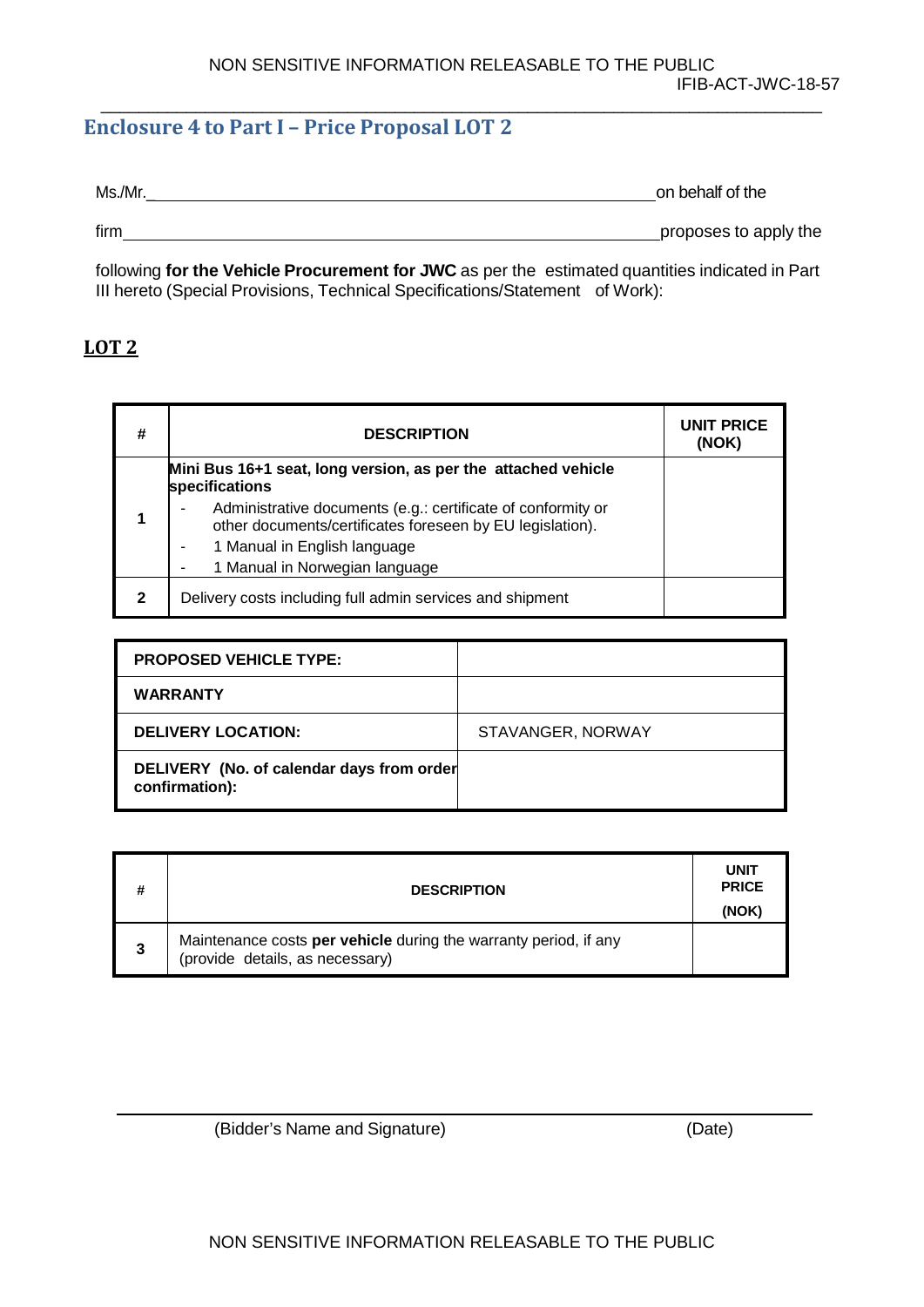## Enclosure 4 to Part I – Price Proposal LOT 2

Ms./Mr.\_\_\_\_\_\_\_\_\_\_\_\_\_\_\_\_\_\_\_\_\_\_\_\_\_\_\_\_\_\_\_\_\_\_\_\_\_\_\_\_\_\_\_\_\_\_\_\_\_\_\_\_on behalf of the

firm\_\_\_\_\_\_\_\_\_\_\_\_\_\_\_\_\_\_\_\_\_\_\_\_\_\_\_\_\_\_\_\_\_\_\_\_\_\_\_\_\_\_\_\_\_\_\_\_\_\_\_\_\_\_\_\_proposes to apply the

following **for the Vehicle Procurement for JWC** as per the estimated quantities indicated in Part III hereto (Special Provisions, Technical Specifications/Statement of Work):

### LOT 2

| # | DESCRIPTION | UNIT PRICE (NOK) |
|---|---|---|
| 1 | **Mini Bus 16+1 seat, long version, as per the attached vehicle specifications**<br>- Administrative documents (e.g.: certificate of conformity or other documents/certificates foreseen by EU legislation).<br>- 1 Manual in English language<br>- 1 Manual in Norwegian language | |
| 2 | Delivery costs including full admin services and shipment | |

| | |
|---|---|
| **PROPOSED VEHICLE TYPE:** | |
| **WARRANTY** | |
| **DELIVERY LOCATION:** | STAVANGER, NORWAY |
| **DELIVERY (No. of calendar days from order confirmation):** | |

| # | DESCRIPTION | UNIT PRICE (NOK) |
|---|---|---|
| 3 | Maintenance costs **per vehicle** during the warranty period, if any (provide details, as necessary) | |

(Bidder's Name and Signature) (Date)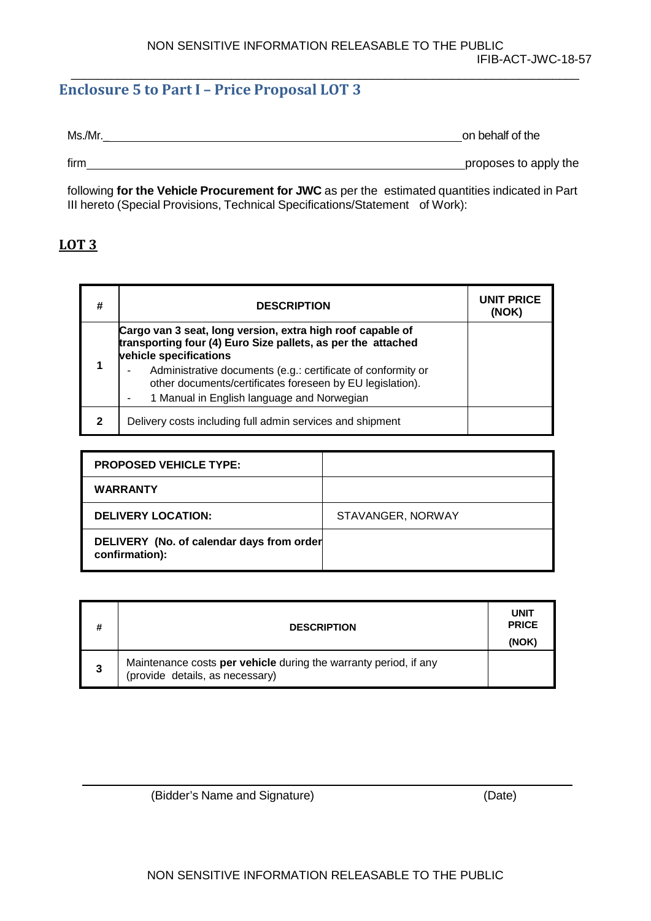## Enclosure 5 to Part I – Price Proposal LOT 3

Ms./Mr.\_\_\_\_\_\_\_\_\_\_\_\_\_\_\_\_\_\_\_\_\_\_\_\_\_\_\_\_\_\_\_\_\_\_\_\_\_\_\_\_\_\_\_\_\_\_\_\_\_\_ on behalf of the

firm \_\_\_\_\_\_\_\_\_\_\_\_\_\_\_\_\_\_\_\_\_\_\_\_\_\_\_\_\_\_\_\_\_\_\_\_\_\_\_\_\_\_\_\_\_\_\_\_\_\_ proposes to apply the

following **for the Vehicle Procurement for JWC** as per the estimated quantities indicated in Part III hereto (Special Provisions, Technical Specifications/Statement of Work):

## LOT 3

| # | DESCRIPTION | UNIT PRICE (NOK) |
|---|---|---|
| 1 | **Cargo van 3 seat, long version, extra high roof capable of transporting four (4) Euro Size pallets, as per the attached vehicle specifications**<br>- Administrative documents (e.g.: certificate of conformity or other documents/certificates foreseen by EU legislation).<br>- 1 Manual in English language and Norwegian | |
| 2 | Delivery costs including full admin services and shipment | |

| | |
|---|---|
| **PROPOSED VEHICLE TYPE:** | |
| **WARRANTY** | |
| **DELIVERY LOCATION:** | STAVANGER, NORWAY |
| **DELIVERY (No. of calendar days from order confirmation):** | |

| # | DESCRIPTION | UNIT PRICE (NOK) |
|---|---|---|
| 3 | Maintenance costs **per vehicle** during the warranty period, if any (provide details, as necessary) | |

\_\_\_\_\_\_\_\_\_\_\_\_\_\_\_\_\_\_\_\_\_\_\_\_\_\_\_\_\_\_\_\_\_\_\_\_\_\_\_\_\_\_\_\_\_\_\_\_\_\_\_\_\_\_\_\_\_\_\_\_\_\_\_\_

(Bidder's Name and Signature) (Date)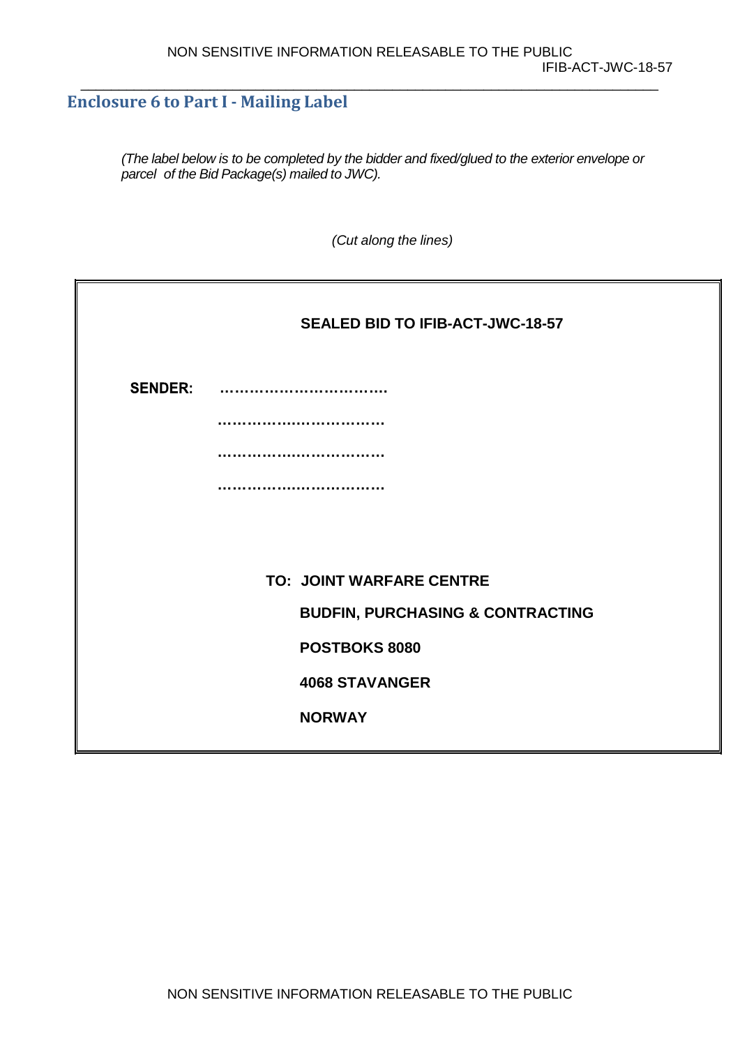## Enclosure 6 to Part I - Mailing Label

*(The label below is to be completed by the bidder and fixed/glued to the exterior envelope or parcel of the Bid Package(s) mailed to JWC).*

*(Cut along the lines)*

**SEALED BID TO IFIB-ACT-JWC-18-57**

**SENDER:** ……………………………

……………………………

……………………………

……………………………

**TO: JOINT WARFARE CENTRE**

**BUDFIN, PURCHASING & CONTRACTING**

**POSTBOKS 8080**

**4068 STAVANGER**

**NORWAY**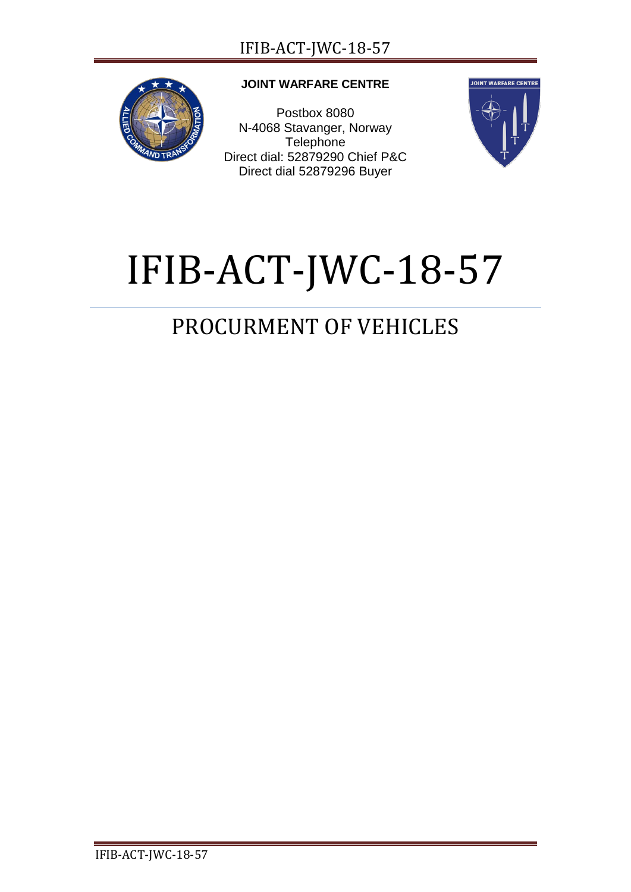**JOINT WARFARE CENTRE**

Postbox 8080
N-4068 Stavanger, Norway
Telephone
Direct dial: 52879290 Chief P&C
Direct dial 52879296 Buyer

# IFIB-ACT-JWC-18-57

## PROCURMENT OF VEHICLES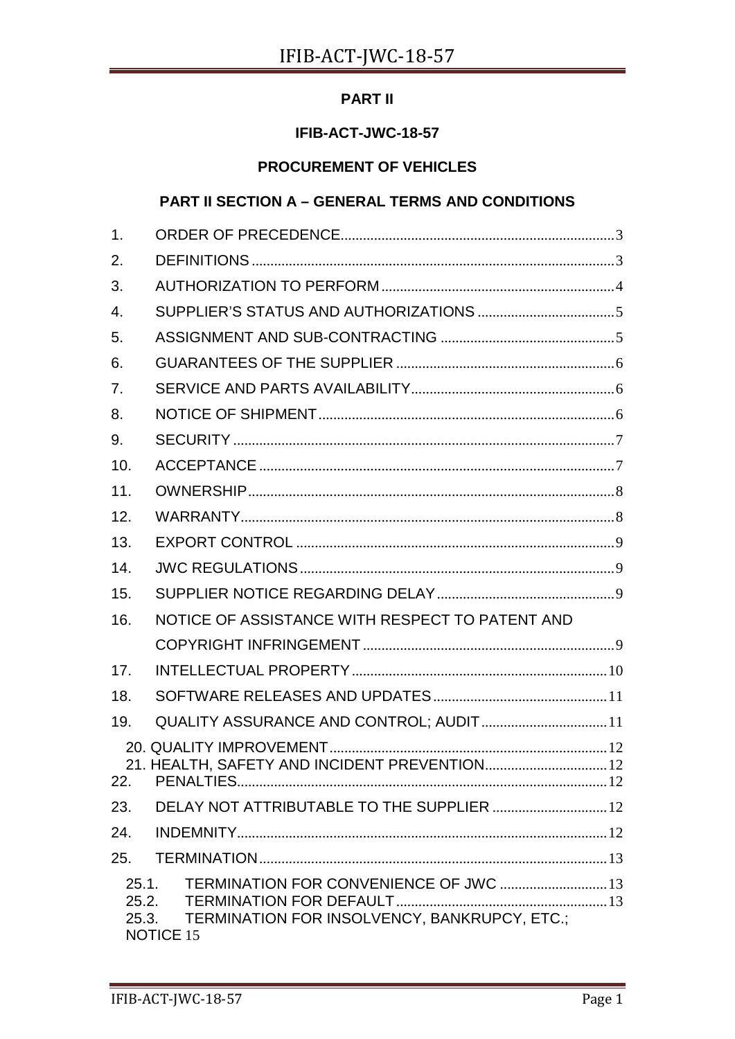**PART II**

**IFIB-ACT-JWC-18-57**

**PROCUREMENT OF VEHICLES**

**PART II SECTION A – GENERAL TERMS AND CONDITIONS**

1. ORDER OF PRECEDENCE......3
2. DEFINITIONS......3
3. AUTHORIZATION TO PERFORM......4
4. SUPPLIER'S STATUS AND AUTHORIZATIONS......5
5. ASSIGNMENT AND SUB-CONTRACTING......5
6. GUARANTEES OF THE SUPPLIER......6
7. SERVICE AND PARTS AVAILABILITY......6
8. NOTICE OF SHIPMENT......6
9. SECURITY......7
10. ACCEPTANCE......7
11. OWNERSHIP......8
12. WARRANTY......8
13. EXPORT CONTROL......9
14. JWC REGULATIONS......9
15. SUPPLIER NOTICE REGARDING DELAY......9
16. NOTICE OF ASSISTANCE WITH RESPECT TO PATENT AND COPYRIGHT INFRINGEMENT......9
17. INTELLECTUAL PROPERTY......10
18. SOFTWARE RELEASES AND UPDATES......11
19. QUALITY ASSURANCE AND CONTROL; AUDIT......11
20. QUALITY IMPROVEMENT......12
21. HEALTH, SAFETY AND INCIDENT PREVENTION......12
22. PENALTIES......12
23. DELAY NOT ATTRIBUTABLE TO THE SUPPLIER......12
24. INDEMNITY......12
25. TERMINATION......13
    - 25.1. TERMINATION FOR CONVENIENCE OF JWC......13
    - 25.2. TERMINATION FOR DEFAULT......13
    - 25.3. TERMINATION FOR INSOLVENCY, BANKRUPCY, ETC.; NOTICE 15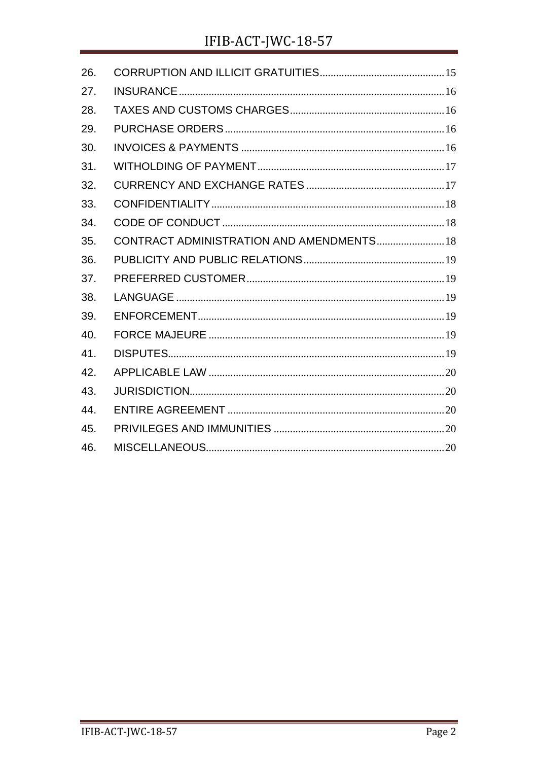| | | |
|---|---|---|
| 26. | CORRUPTION AND ILLICIT GRATUITIES | 15 |
| 27. | INSURANCE | 16 |
| 28. | TAXES AND CUSTOMS CHARGES | 16 |
| 29. | PURCHASE ORDERS | 16 |
| 30. | INVOICES & PAYMENTS | 16 |
| 31. | WITHOLDING OF PAYMENT | 17 |
| 32. | CURRENCY AND EXCHANGE RATES | 17 |
| 33. | CONFIDENTIALITY | 18 |
| 34. | CODE OF CONDUCT | 18 |
| 35. | CONTRACT ADMINISTRATION AND AMENDMENTS | 18 |
| 36. | PUBLICITY AND PUBLIC RELATIONS | 19 |
| 37. | PREFERRED CUSTOMER | 19 |
| 38. | LANGUAGE | 19 |
| 39. | ENFORCEMENT | 19 |
| 40. | FORCE MAJEURE | 19 |
| 41. | DISPUTES | 19 |
| 42. | APPLICABLE LAW | 20 |
| 43. | JURISDICTION | 20 |
| 44. | ENTIRE AGREEMENT | 20 |
| 45. | PRIVILEGES AND IMMUNITIES | 20 |
| 46. | MISCELLANEOUS | 20 |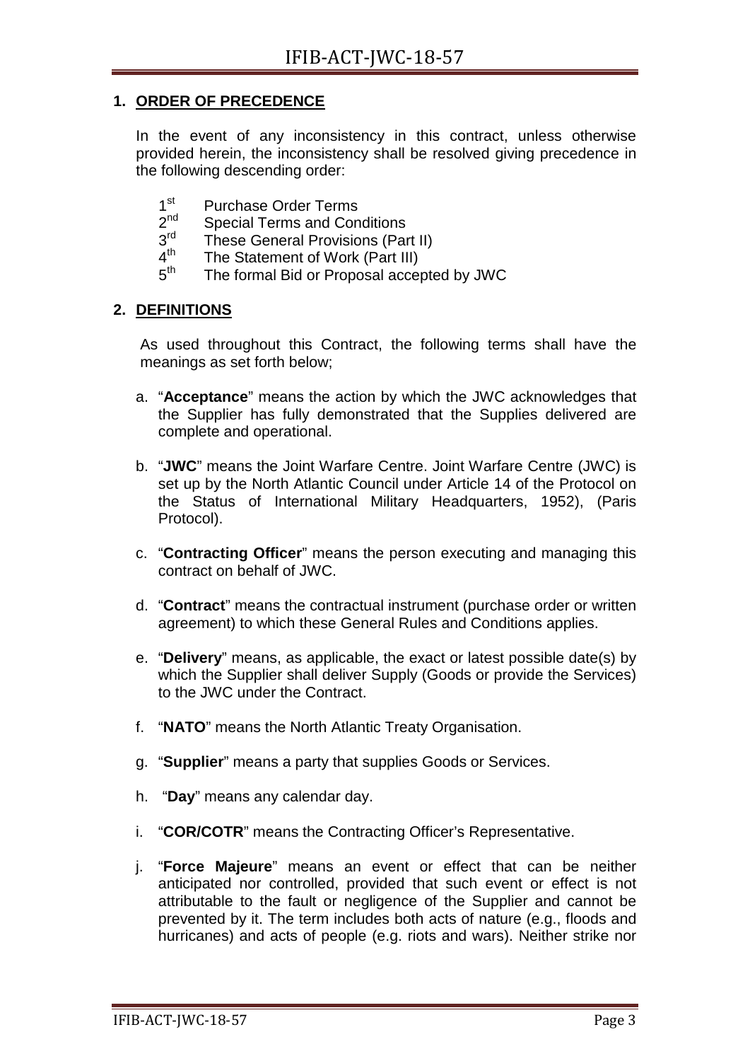## 1. ORDER OF PRECEDENCE

In the event of any inconsistency in this contract, unless otherwise provided herein, the inconsistency shall be resolved giving precedence in the following descending order:

1st Purchase Order Terms
2nd Special Terms and Conditions
3rd These General Provisions (Part II)
4th The Statement of Work (Part III)
5th The formal Bid or Proposal accepted by JWC

## 2. DEFINITIONS

As used throughout this Contract, the following terms shall have the meanings as set forth below;

a. "**Acceptance**" means the action by which the JWC acknowledges that the Supplier has fully demonstrated that the Supplies delivered are complete and operational.

b. "**JWC**" means the Joint Warfare Centre. Joint Warfare Centre (JWC) is set up by the North Atlantic Council under Article 14 of the Protocol on the Status of International Military Headquarters, 1952), (Paris Protocol).

c. "**Contracting Officer**" means the person executing and managing this contract on behalf of JWC.

d. "**Contract**" means the contractual instrument (purchase order or written agreement) to which these General Rules and Conditions applies.

e. "**Delivery**" means, as applicable, the exact or latest possible date(s) by which the Supplier shall deliver Supply (Goods or provide the Services) to the JWC under the Contract.

f. "**NATO**" means the North Atlantic Treaty Organisation.

g. "**Supplier**" means a party that supplies Goods or Services.

h. "**Day**" means any calendar day.

i. "**COR/COTR**" means the Contracting Officer's Representative.

j. "**Force Majeure**" means an event or effect that can be neither anticipated nor controlled, provided that such event or effect is not attributable to the fault or negligence of the Supplier and cannot be prevented by it. The term includes both acts of nature (e.g., floods and hurricanes) and acts of people (e.g. riots and wars). Neither strike nor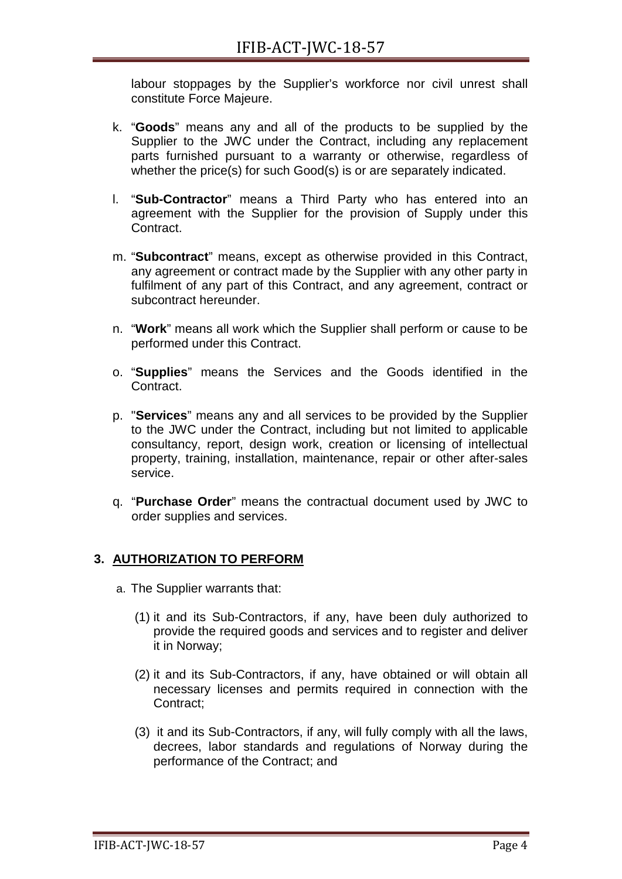labour stoppages by the Supplier's workforce nor civil unrest shall constitute Force Majeure.

k. "**Goods**" means any and all of the products to be supplied by the Supplier to the JWC under the Contract, including any replacement parts furnished pursuant to a warranty or otherwise, regardless of whether the price(s) for such Good(s) is or are separately indicated.

l. "**Sub-Contractor**" means a Third Party who has entered into an agreement with the Supplier for the provision of Supply under this Contract.

m. "**Subcontract**" means, except as otherwise provided in this Contract, any agreement or contract made by the Supplier with any other party in fulfilment of any part of this Contract, and any agreement, contract or subcontract hereunder.

n. "**Work**" means all work which the Supplier shall perform or cause to be performed under this Contract.

o. "**Supplies**" means the Services and the Goods identified in the Contract.

p. "**Services**" means any and all services to be provided by the Supplier to the JWC under the Contract, including but not limited to applicable consultancy, report, design work, creation or licensing of intellectual property, training, installation, maintenance, repair or other after-sales service.

q. "**Purchase Order**" means the contractual document used by JWC to order supplies and services.

## 3. AUTHORIZATION TO PERFORM

a. The Supplier warrants that:

(1) it and its Sub-Contractors, if any, have been duly authorized to provide the required goods and services and to register and deliver it in Norway;

(2) it and its Sub-Contractors, if any, have obtained or will obtain all necessary licenses and permits required in connection with the Contract;

(3) it and its Sub-Contractors, if any, will fully comply with all the laws, decrees, labor standards and regulations of Norway during the performance of the Contract; and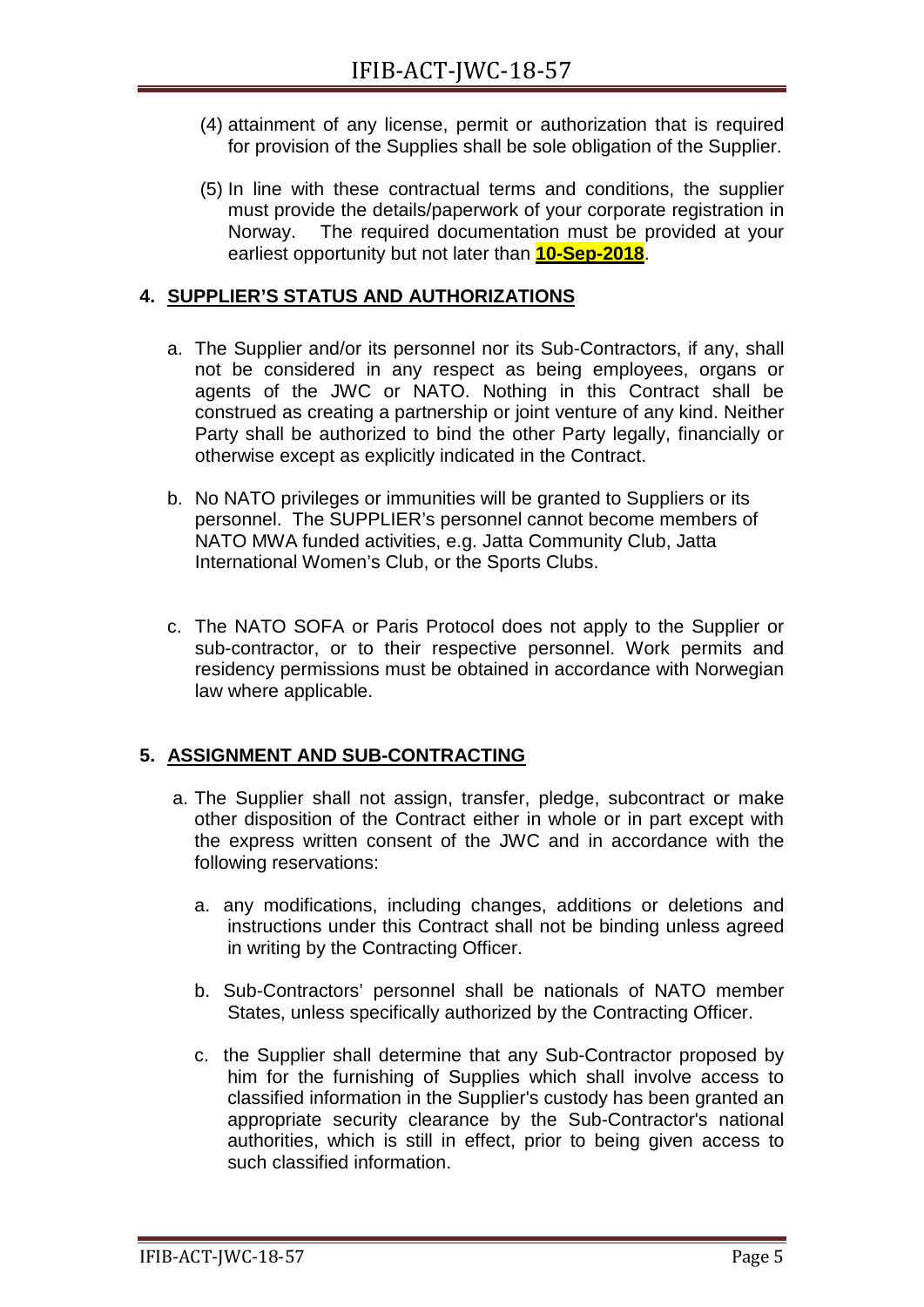(4) attainment of any license, permit or authorization that is required for provision of the Supplies shall be sole obligation of the Supplier.

(5) In line with these contractual terms and conditions, the supplier must provide the details/paperwork of your corporate registration in Norway. The required documentation must be provided at your earliest opportunity but not later than **10-Sep-2018**.

## 4. SUPPLIER'S STATUS AND AUTHORIZATIONS

a. The Supplier and/or its personnel nor its Sub-Contractors, if any, shall not be considered in any respect as being employees, organs or agents of the JWC or NATO. Nothing in this Contract shall be construed as creating a partnership or joint venture of any kind. Neither Party shall be authorized to bind the other Party legally, financially or otherwise except as explicitly indicated in the Contract.

b. No NATO privileges or immunities will be granted to Suppliers or its personnel. The SUPPLIER's personnel cannot become members of NATO MWA funded activities, e.g. Jatta Community Club, Jatta International Women's Club, or the Sports Clubs.

c. The NATO SOFA or Paris Protocol does not apply to the Supplier or sub-contractor, or to their respective personnel. Work permits and residency permissions must be obtained in accordance with Norwegian law where applicable.

## 5. ASSIGNMENT AND SUB-CONTRACTING

a. The Supplier shall not assign, transfer, pledge, subcontract or make other disposition of the Contract either in whole or in part except with the express written consent of the JWC and in accordance with the following reservations:

   a. any modifications, including changes, additions or deletions and instructions under this Contract shall not be binding unless agreed in writing by the Contracting Officer.

   b. Sub-Contractors' personnel shall be nationals of NATO member States, unless specifically authorized by the Contracting Officer.

   c. the Supplier shall determine that any Sub-Contractor proposed by him for the furnishing of Supplies which shall involve access to classified information in the Supplier's custody has been granted an appropriate security clearance by the Sub-Contractor's national authorities, which is still in effect, prior to being given access to such classified information.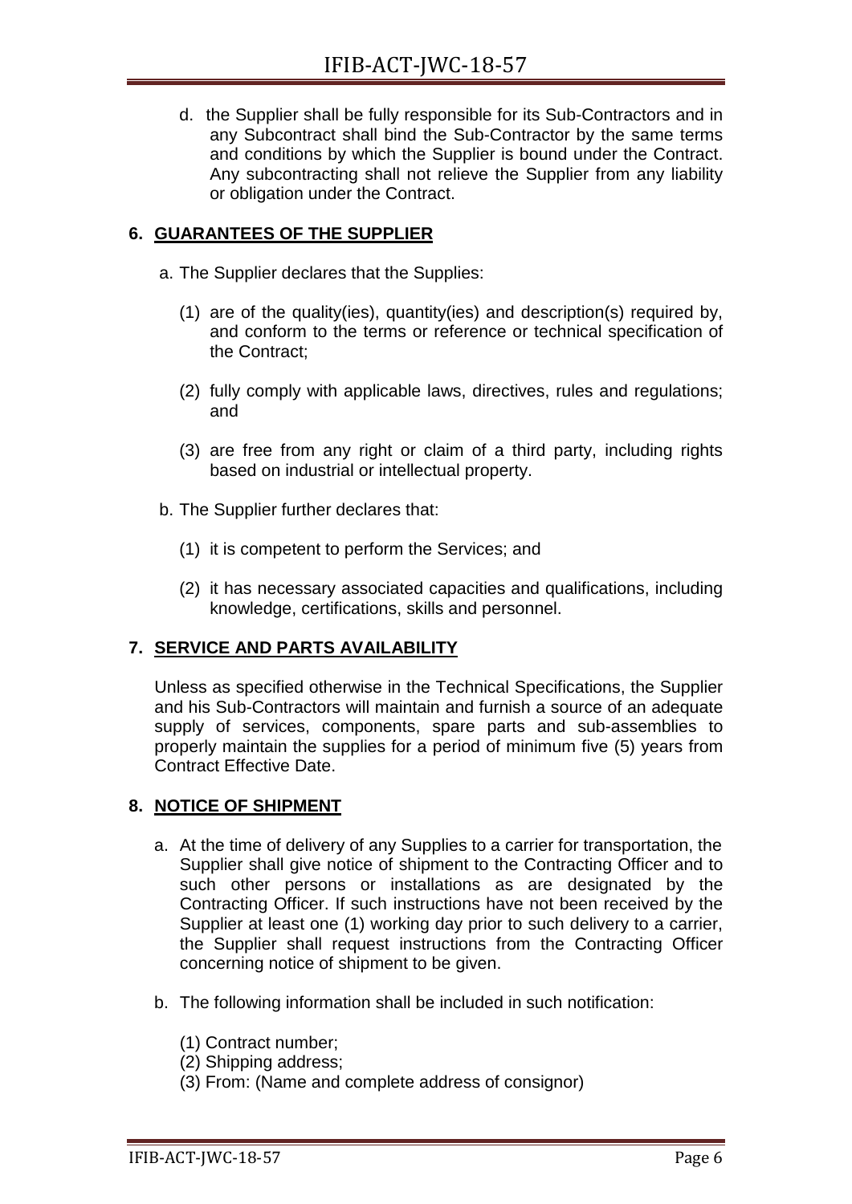d. the Supplier shall be fully responsible for its Sub-Contractors and in any Subcontract shall bind the Sub-Contractor by the same terms and conditions by which the Supplier is bound under the Contract. Any subcontracting shall not relieve the Supplier from any liability or obligation under the Contract.

## 6. GUARANTEES OF THE SUPPLIER

a. The Supplier declares that the Supplies:

(1) are of the quality(ies), quantity(ies) and description(s) required by, and conform to the terms or reference or technical specification of the Contract;

(2) fully comply with applicable laws, directives, rules and regulations; and

(3) are free from any right or claim of a third party, including rights based on industrial or intellectual property.

b. The Supplier further declares that:

(1) it is competent to perform the Services; and

(2) it has necessary associated capacities and qualifications, including knowledge, certifications, skills and personnel.

## 7. SERVICE AND PARTS AVAILABILITY

Unless as specified otherwise in the Technical Specifications, the Supplier and his Sub-Contractors will maintain and furnish a source of an adequate supply of services, components, spare parts and sub-assemblies to properly maintain the supplies for a period of minimum five (5) years from Contract Effective Date.

## 8. NOTICE OF SHIPMENT

a. At the time of delivery of any Supplies to a carrier for transportation, the Supplier shall give notice of shipment to the Contracting Officer and to such other persons or installations as are designated by the Contracting Officer. If such instructions have not been received by the Supplier at least one (1) working day prior to such delivery to a carrier, the Supplier shall request instructions from the Contracting Officer concerning notice of shipment to be given.

b. The following information shall be included in such notification:

(1) Contract number;
(2) Shipping address;
(3) From: (Name and complete address of consignor)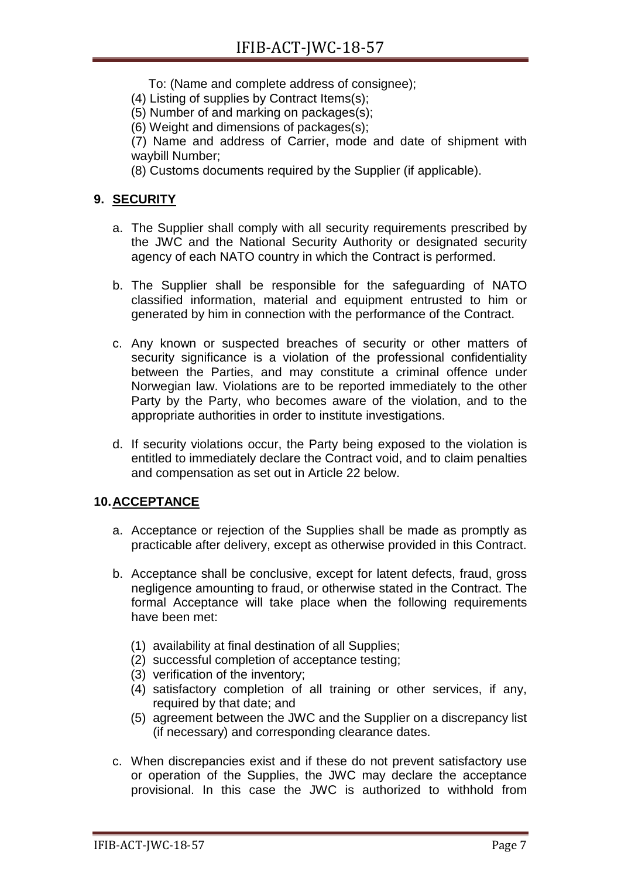To: (Name and complete address of consignee);

(4) Listing of supplies by Contract Items(s);

(5) Number of and marking on packages(s);

(6) Weight and dimensions of packages(s);

(7) Name and address of Carrier, mode and date of shipment with waybill Number;

(8) Customs documents required by the Supplier (if applicable).

## 9. SECURITY

a. The Supplier shall comply with all security requirements prescribed by the JWC and the National Security Authority or designated security agency of each NATO country in which the Contract is performed.

b. The Supplier shall be responsible for the safeguarding of NATO classified information, material and equipment entrusted to him or generated by him in connection with the performance of the Contract.

c. Any known or suspected breaches of security or other matters of security significance is a violation of the professional confidentiality between the Parties, and may constitute a criminal offence under Norwegian law. Violations are to be reported immediately to the other Party by the Party, who becomes aware of the violation, and to the appropriate authorities in order to institute investigations.

d. If security violations occur, the Party being exposed to the violation is entitled to immediately declare the Contract void, and to claim penalties and compensation as set out in Article 22 below.

## 10. ACCEPTANCE

a. Acceptance or rejection of the Supplies shall be made as promptly as practicable after delivery, except as otherwise provided in this Contract.

b. Acceptance shall be conclusive, except for latent defects, fraud, gross negligence amounting to fraud, or otherwise stated in the Contract. The formal Acceptance will take place when the following requirements have been met:

(1) availability at final destination of all Supplies;

(2) successful completion of acceptance testing;

(3) verification of the inventory;

(4) satisfactory completion of all training or other services, if any, required by that date; and

(5) agreement between the JWC and the Supplier on a discrepancy list (if necessary) and corresponding clearance dates.

c. When discrepancies exist and if these do not prevent satisfactory use or operation of the Supplies, the JWC may declare the acceptance provisional. In this case the JWC is authorized to withhold from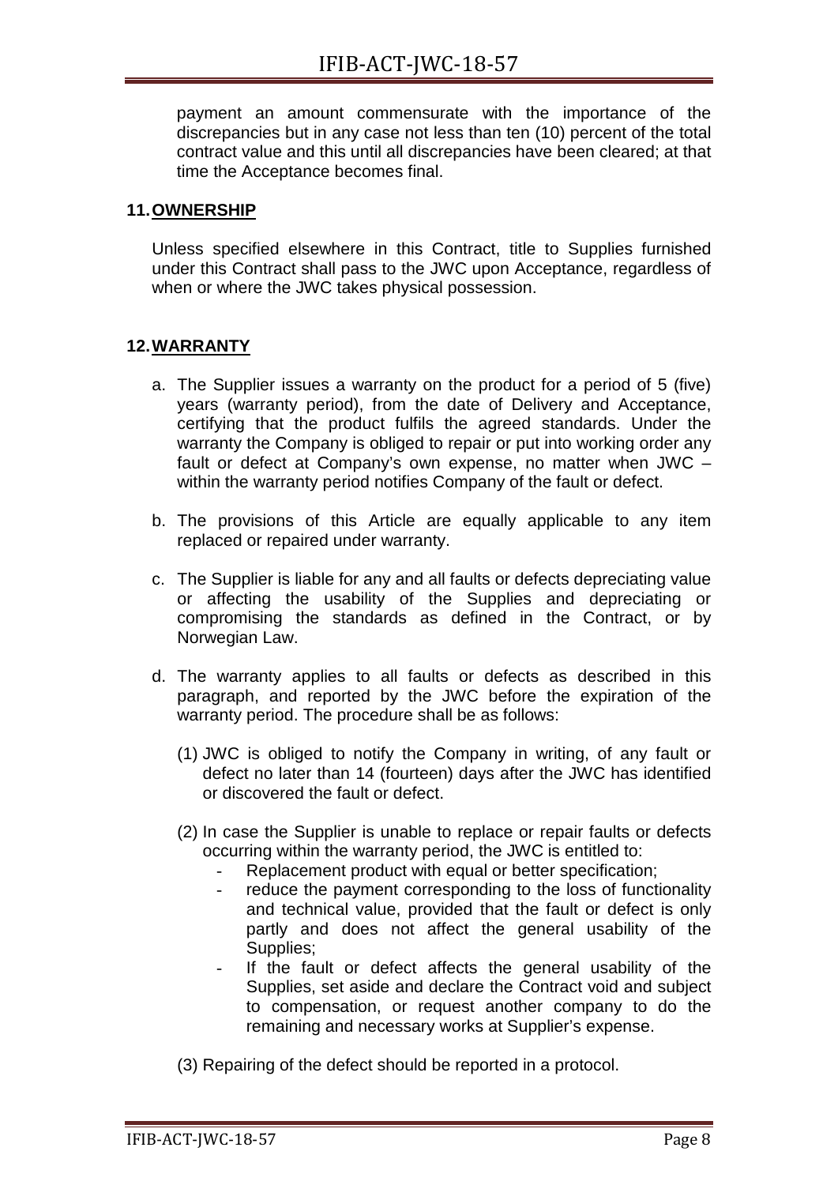payment an amount commensurate with the importance of the discrepancies but in any case not less than ten (10) percent of the total contract value and this until all discrepancies have been cleared; at that time the Acceptance becomes final.

## 11. OWNERSHIP

Unless specified elsewhere in this Contract, title to Supplies furnished under this Contract shall pass to the JWC upon Acceptance, regardless of when or where the JWC takes physical possession.

## 12. WARRANTY

a. The Supplier issues a warranty on the product for a period of 5 (five) years (warranty period), from the date of Delivery and Acceptance, certifying that the product fulfils the agreed standards. Under the warranty the Company is obliged to repair or put into working order any fault or defect at Company's own expense, no matter when JWC – within the warranty period notifies Company of the fault or defect.

b. The provisions of this Article are equally applicable to any item replaced or repaired under warranty.

c. The Supplier is liable for any and all faults or defects depreciating value or affecting the usability of the Supplies and depreciating or compromising the standards as defined in the Contract, or by Norwegian Law.

d. The warranty applies to all faults or defects as described in this paragraph, and reported by the JWC before the expiration of the warranty period. The procedure shall be as follows:

   (1) JWC is obliged to notify the Company in writing, of any fault or defect no later than 14 (fourteen) days after the JWC has identified or discovered the fault or defect.

   (2) In case the Supplier is unable to replace or repair faults or defects occurring within the warranty period, the JWC is entitled to:
   - Replacement product with equal or better specification;
   - reduce the payment corresponding to the loss of functionality and technical value, provided that the fault or defect is only partly and does not affect the general usability of the Supplies;
   - If the fault or defect affects the general usability of the Supplies, set aside and declare the Contract void and subject to compensation, or request another company to do the remaining and necessary works at Supplier's expense.

   (3) Repairing of the defect should be reported in a protocol.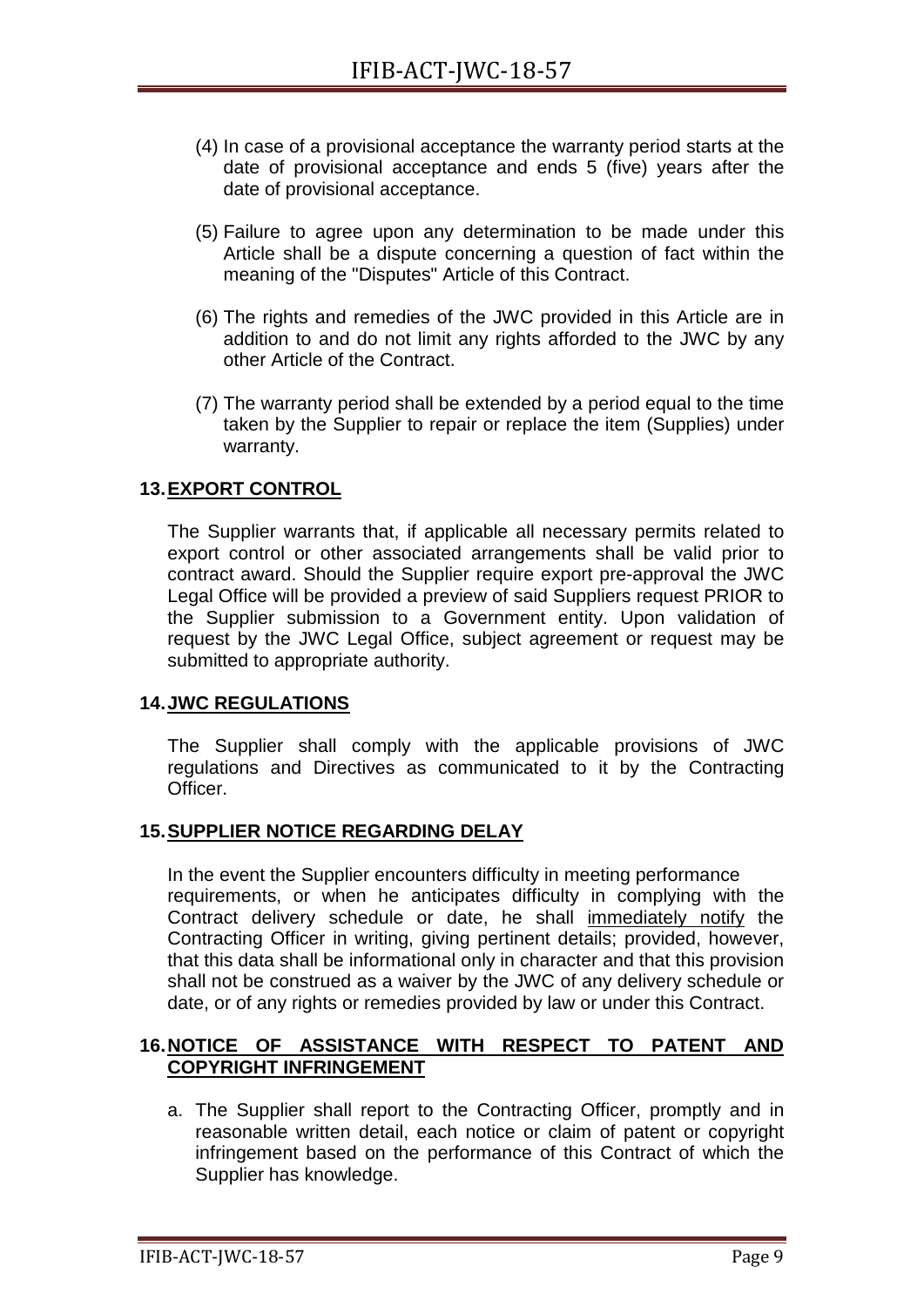(4) In case of a provisional acceptance the warranty period starts at the date of provisional acceptance and ends 5 (five) years after the date of provisional acceptance.

(5) Failure to agree upon any determination to be made under this Article shall be a dispute concerning a question of fact within the meaning of the "Disputes" Article of this Contract.

(6) The rights and remedies of the JWC provided in this Article are in addition to and do not limit any rights afforded to the JWC by any other Article of the Contract.

(7) The warranty period shall be extended by a period equal to the time taken by the Supplier to repair or replace the item (Supplies) under warranty.

## 13. EXPORT CONTROL

The Supplier warrants that, if applicable all necessary permits related to export control or other associated arrangements shall be valid prior to contract award. Should the Supplier require export pre-approval the JWC Legal Office will be provided a preview of said Suppliers request PRIOR to the Supplier submission to a Government entity. Upon validation of request by the JWC Legal Office, subject agreement or request may be submitted to appropriate authority.

## 14. JWC REGULATIONS

The Supplier shall comply with the applicable provisions of JWC regulations and Directives as communicated to it by the Contracting Officer.

## 15. SUPPLIER NOTICE REGARDING DELAY

In the event the Supplier encounters difficulty in meeting performance requirements, or when he anticipates difficulty in complying with the Contract delivery schedule or date, he shall immediately notify the Contracting Officer in writing, giving pertinent details; provided, however, that this data shall be informational only in character and that this provision shall not be construed as a waiver by the JWC of any delivery schedule or date, or of any rights or remedies provided by law or under this Contract.

## 16. NOTICE OF ASSISTANCE WITH RESPECT TO PATENT AND COPYRIGHT INFRINGEMENT

a. The Supplier shall report to the Contracting Officer, promptly and in reasonable written detail, each notice or claim of patent or copyright infringement based on the performance of this Contract of which the Supplier has knowledge.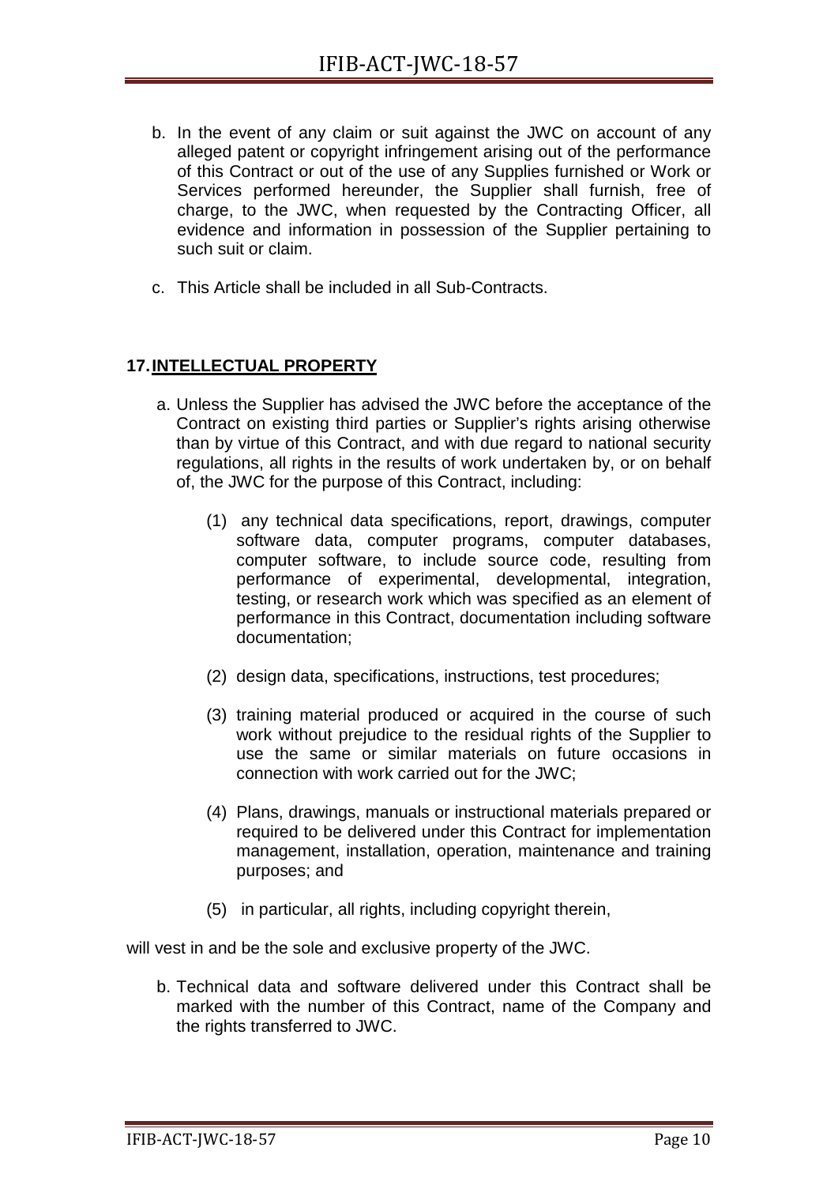b. In the event of any claim or suit against the JWC on account of any alleged patent or copyright infringement arising out of the performance of this Contract or out of the use of any Supplies furnished or Work or Services performed hereunder, the Supplier shall furnish, free of charge, to the JWC, when requested by the Contracting Officer, all evidence and information in possession of the Supplier pertaining to such suit or claim.

c. This Article shall be included in all Sub-Contracts.

## 17. INTELLECTUAL PROPERTY

a. Unless the Supplier has advised the JWC before the acceptance of the Contract on existing third parties or Supplier's rights arising otherwise than by virtue of this Contract, and with due regard to national security regulations, all rights in the results of work undertaken by, or on behalf of, the JWC for the purpose of this Contract, including:

   (1) any technical data specifications, report, drawings, computer software data, computer programs, computer databases, computer software, to include source code, resulting from performance of experimental, developmental, integration, testing, or research work which was specified as an element of performance in this Contract, documentation including software documentation;

   (2) design data, specifications, instructions, test procedures;

   (3) training material produced or acquired in the course of such work without prejudice to the residual rights of the Supplier to use the same or similar materials on future occasions in connection with work carried out for the JWC;

   (4) Plans, drawings, manuals or instructional materials prepared or required to be delivered under this Contract for implementation management, installation, operation, maintenance and training purposes; and

   (5) in particular, all rights, including copyright therein,

will vest in and be the sole and exclusive property of the JWC.

b. Technical data and software delivered under this Contract shall be marked with the number of this Contract, name of the Company and the rights transferred to JWC.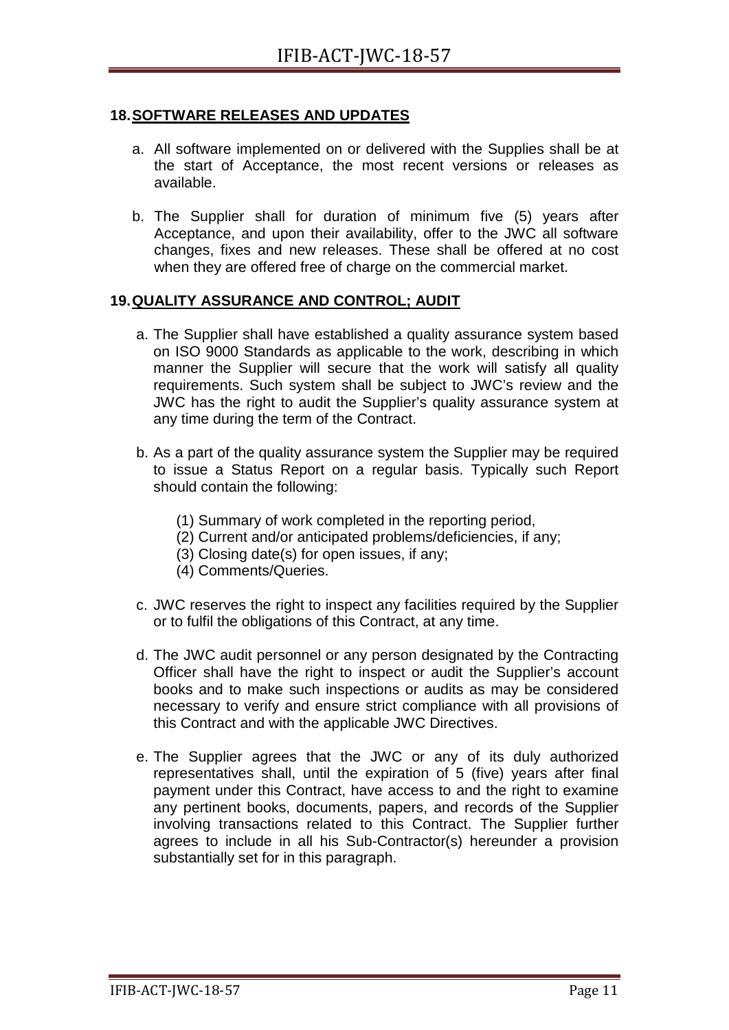## 18. SOFTWARE RELEASES AND UPDATES

a. All software implemented on or delivered with the Supplies shall be at the start of Acceptance, the most recent versions or releases as available.

b. The Supplier shall for duration of minimum five (5) years after Acceptance, and upon their availability, offer to the JWC all software changes, fixes and new releases. These shall be offered at no cost when they are offered free of charge on the commercial market.

## 19. QUALITY ASSURANCE AND CONTROL; AUDIT

a. The Supplier shall have established a quality assurance system based on ISO 9000 Standards as applicable to the work, describing in which manner the Supplier will secure that the work will satisfy all quality requirements. Such system shall be subject to JWC's review and the JWC has the right to audit the Supplier's quality assurance system at any time during the term of the Contract.

b. As a part of the quality assurance system the Supplier may be required to issue a Status Report on a regular basis. Typically such Report should contain the following:

   (1) Summary of work completed in the reporting period,
   (2) Current and/or anticipated problems/deficiencies, if any;
   (3) Closing date(s) for open issues, if any;
   (4) Comments/Queries.

c. JWC reserves the right to inspect any facilities required by the Supplier or to fulfil the obligations of this Contract, at any time.

d. The JWC audit personnel or any person designated by the Contracting Officer shall have the right to inspect or audit the Supplier's account books and to make such inspections or audits as may be considered necessary to verify and ensure strict compliance with all provisions of this Contract and with the applicable JWC Directives.

e. The Supplier agrees that the JWC or any of its duly authorized representatives shall, until the expiration of 5 (five) years after final payment under this Contract, have access to and the right to examine any pertinent books, documents, papers, and records of the Supplier involving transactions related to this Contract. The Supplier further agrees to include in all his Sub-Contractor(s) hereunder a provision substantially set for in this paragraph.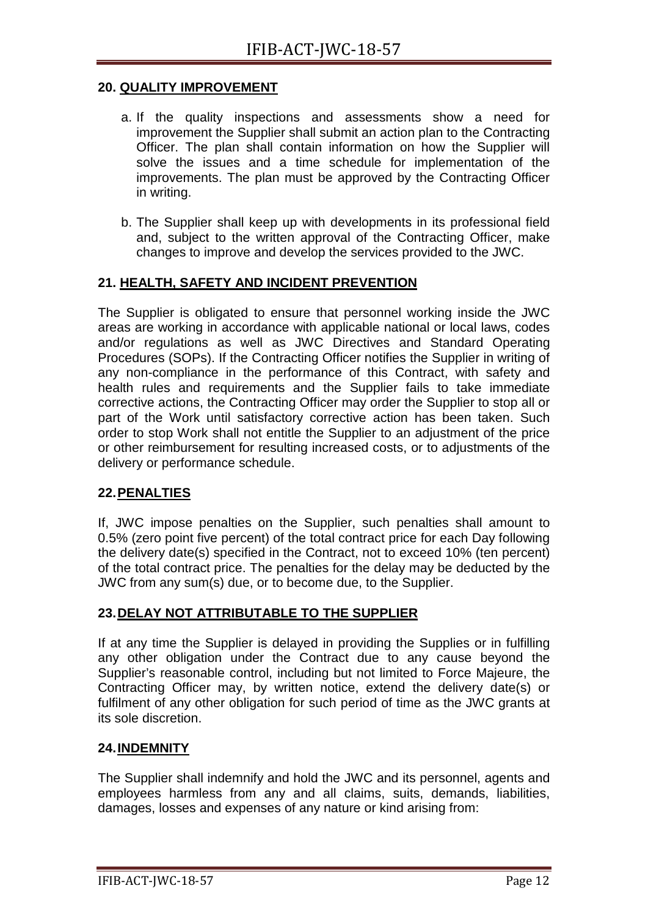## 20. QUALITY IMPROVEMENT

a. If the quality inspections and assessments show a need for improvement the Supplier shall submit an action plan to the Contracting Officer. The plan shall contain information on how the Supplier will solve the issues and a time schedule for implementation of the improvements. The plan must be approved by the Contracting Officer in writing.

b. The Supplier shall keep up with developments in its professional field and, subject to the written approval of the Contracting Officer, make changes to improve and develop the services provided to the JWC.

## 21. HEALTH, SAFETY AND INCIDENT PREVENTION

The Supplier is obligated to ensure that personnel working inside the JWC areas are working in accordance with applicable national or local laws, codes and/or regulations as well as JWC Directives and Standard Operating Procedures (SOPs). If the Contracting Officer notifies the Supplier in writing of any non-compliance in the performance of this Contract, with safety and health rules and requirements and the Supplier fails to take immediate corrective actions, the Contracting Officer may order the Supplier to stop all or part of the Work until satisfactory corrective action has been taken. Such order to stop Work shall not entitle the Supplier to an adjustment of the price or other reimbursement for resulting increased costs, or to adjustments of the delivery or performance schedule.

## 22. PENALTIES

If, JWC impose penalties on the Supplier, such penalties shall amount to 0.5% (zero point five percent) of the total contract price for each Day following the delivery date(s) specified in the Contract, not to exceed 10% (ten percent) of the total contract price. The penalties for the delay may be deducted by the JWC from any sum(s) due, or to become due, to the Supplier.

## 23. DELAY NOT ATTRIBUTABLE TO THE SUPPLIER

If at any time the Supplier is delayed in providing the Supplies or in fulfilling any other obligation under the Contract due to any cause beyond the Supplier's reasonable control, including but not limited to Force Majeure, the Contracting Officer may, by written notice, extend the delivery date(s) or fulfilment of any other obligation for such period of time as the JWC grants at its sole discretion.

## 24. INDEMNITY

The Supplier shall indemnify and hold the JWC and its personnel, agents and employees harmless from any and all claims, suits, demands, liabilities, damages, losses and expenses of any nature or kind arising from: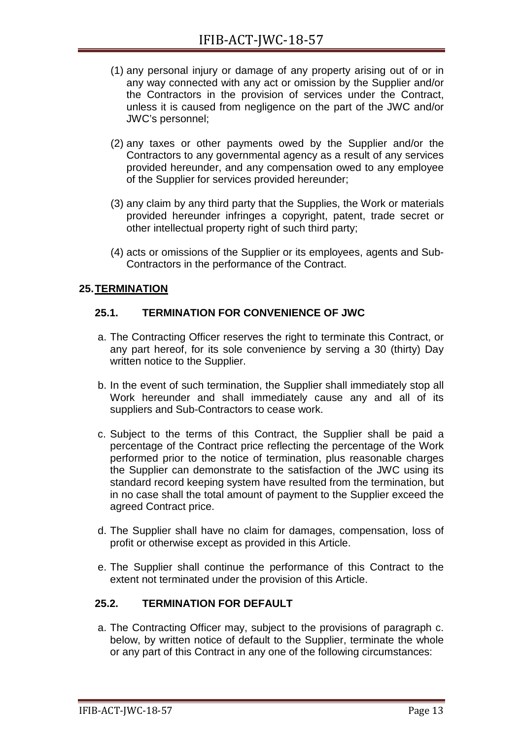(1) any personal injury or damage of any property arising out of or in any way connected with any act or omission by the Supplier and/or the Contractors in the provision of services under the Contract, unless it is caused from negligence on the part of the JWC and/or JWC's personnel;

(2) any taxes or other payments owed by the Supplier and/or the Contractors to any governmental agency as a result of any services provided hereunder, and any compensation owed to any employee of the Supplier for services provided hereunder;

(3) any claim by any third party that the Supplies, the Work or materials provided hereunder infringes a copyright, patent, trade secret or other intellectual property right of such third party;

(4) acts or omissions of the Supplier or its employees, agents and Sub-Contractors in the performance of the Contract.

## 25. TERMINATION

### 25.1. TERMINATION FOR CONVENIENCE OF JWC

a. The Contracting Officer reserves the right to terminate this Contract, or any part hereof, for its sole convenience by serving a 30 (thirty) Day written notice to the Supplier.

b. In the event of such termination, the Supplier shall immediately stop all Work hereunder and shall immediately cause any and all of its suppliers and Sub-Contractors to cease work.

c. Subject to the terms of this Contract, the Supplier shall be paid a percentage of the Contract price reflecting the percentage of the Work performed prior to the notice of termination, plus reasonable charges the Supplier can demonstrate to the satisfaction of the JWC using its standard record keeping system have resulted from the termination, but in no case shall the total amount of payment to the Supplier exceed the agreed Contract price.

d. The Supplier shall have no claim for damages, compensation, loss of profit or otherwise except as provided in this Article.

e. The Supplier shall continue the performance of this Contract to the extent not terminated under the provision of this Article.

### 25.2. TERMINATION FOR DEFAULT

a. The Contracting Officer may, subject to the provisions of paragraph c. below, by written notice of default to the Supplier, terminate the whole or any part of this Contract in any one of the following circumstances: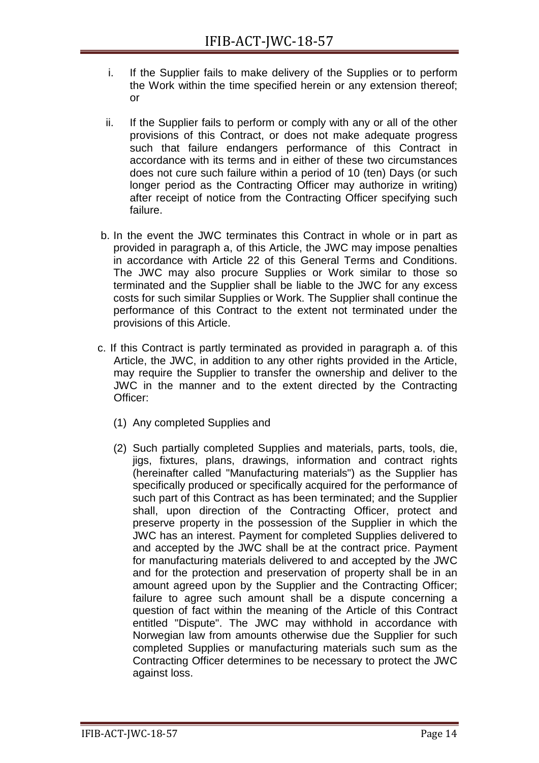i. If the Supplier fails to make delivery of the Supplies or to perform the Work within the time specified herein or any extension thereof; or

ii. If the Supplier fails to perform or comply with any or all of the other provisions of this Contract, or does not make adequate progress such that failure endangers performance of this Contract in accordance with its terms and in either of these two circumstances does not cure such failure within a period of 10 (ten) Days (or such longer period as the Contracting Officer may authorize in writing) after receipt of notice from the Contracting Officer specifying such failure.

b. In the event the JWC terminates this Contract in whole or in part as provided in paragraph a, of this Article, the JWC may impose penalties in accordance with Article 22 of this General Terms and Conditions. The JWC may also procure Supplies or Work similar to those so terminated and the Supplier shall be liable to the JWC for any excess costs for such similar Supplies or Work. The Supplier shall continue the performance of this Contract to the extent not terminated under the provisions of this Article.

c. If this Contract is partly terminated as provided in paragraph a. of this Article, the JWC, in addition to any other rights provided in the Article, may require the Supplier to transfer the ownership and deliver to the JWC in the manner and to the extent directed by the Contracting Officer:

(1) Any completed Supplies and

(2) Such partially completed Supplies and materials, parts, tools, die, jigs, fixtures, plans, drawings, information and contract rights (hereinafter called "Manufacturing materials") as the Supplier has specifically produced or specifically acquired for the performance of such part of this Contract as has been terminated; and the Supplier shall, upon direction of the Contracting Officer, protect and preserve property in the possession of the Supplier in which the JWC has an interest. Payment for completed Supplies delivered to and accepted by the JWC shall be at the contract price. Payment for manufacturing materials delivered to and accepted by the JWC and for the protection and preservation of property shall be in an amount agreed upon by the Supplier and the Contracting Officer; failure to agree such amount shall be a dispute concerning a question of fact within the meaning of the Article of this Contract entitled "Dispute". The JWC may withhold in accordance with Norwegian law from amounts otherwise due the Supplier for such completed Supplies or manufacturing materials such sum as the Contracting Officer determines to be necessary to protect the JWC against loss.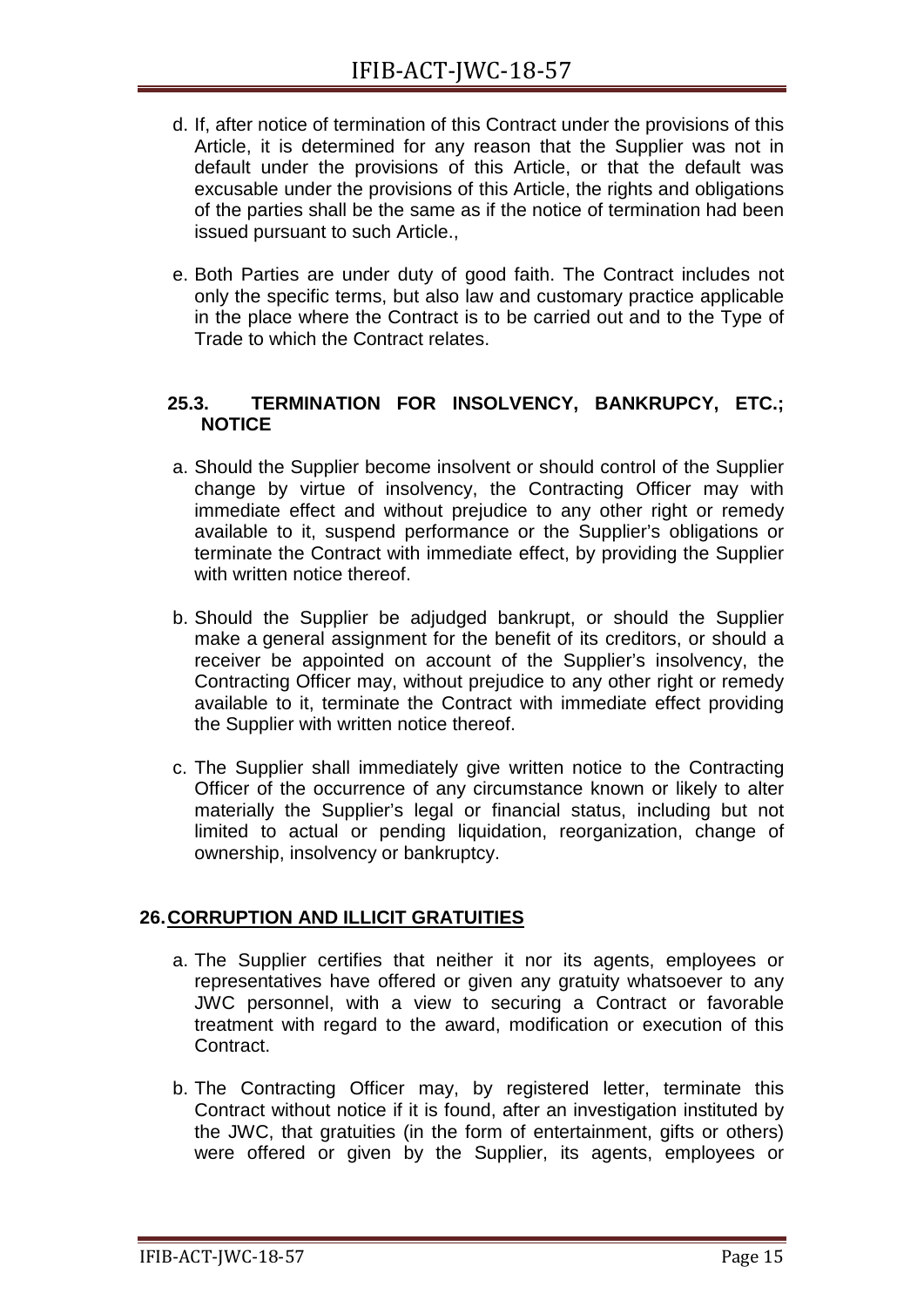d. If, after notice of termination of this Contract under the provisions of this Article, it is determined for any reason that the Supplier was not in default under the provisions of this Article, or that the default was excusable under the provisions of this Article, the rights and obligations of the parties shall be the same as if the notice of termination had been issued pursuant to such Article.,

e. Both Parties are under duty of good faith. The Contract includes not only the specific terms, but also law and customary practice applicable in the place where the Contract is to be carried out and to the Type of Trade to which the Contract relates.

### 25.3. TERMINATION FOR INSOLVENCY, BANKRUPCY, ETC.; NOTICE

a. Should the Supplier become insolvent or should control of the Supplier change by virtue of insolvency, the Contracting Officer may with immediate effect and without prejudice to any other right or remedy available to it, suspend performance or the Supplier's obligations or terminate the Contract with immediate effect, by providing the Supplier with written notice thereof.

b. Should the Supplier be adjudged bankrupt, or should the Supplier make a general assignment for the benefit of its creditors, or should a receiver be appointed on account of the Supplier's insolvency, the Contracting Officer may, without prejudice to any other right or remedy available to it, terminate the Contract with immediate effect providing the Supplier with written notice thereof.

c. The Supplier shall immediately give written notice to the Contracting Officer of the occurrence of any circumstance known or likely to alter materially the Supplier's legal or financial status, including but not limited to actual or pending liquidation, reorganization, change of ownership, insolvency or bankruptcy.

## 26. CORRUPTION AND ILLICIT GRATUITIES

a. The Supplier certifies that neither it nor its agents, employees or representatives have offered or given any gratuity whatsoever to any JWC personnel, with a view to securing a Contract or favorable treatment with regard to the award, modification or execution of this Contract.

b. The Contracting Officer may, by registered letter, terminate this Contract without notice if it is found, after an investigation instituted by the JWC, that gratuities (in the form of entertainment, gifts or others) were offered or given by the Supplier, its agents, employees or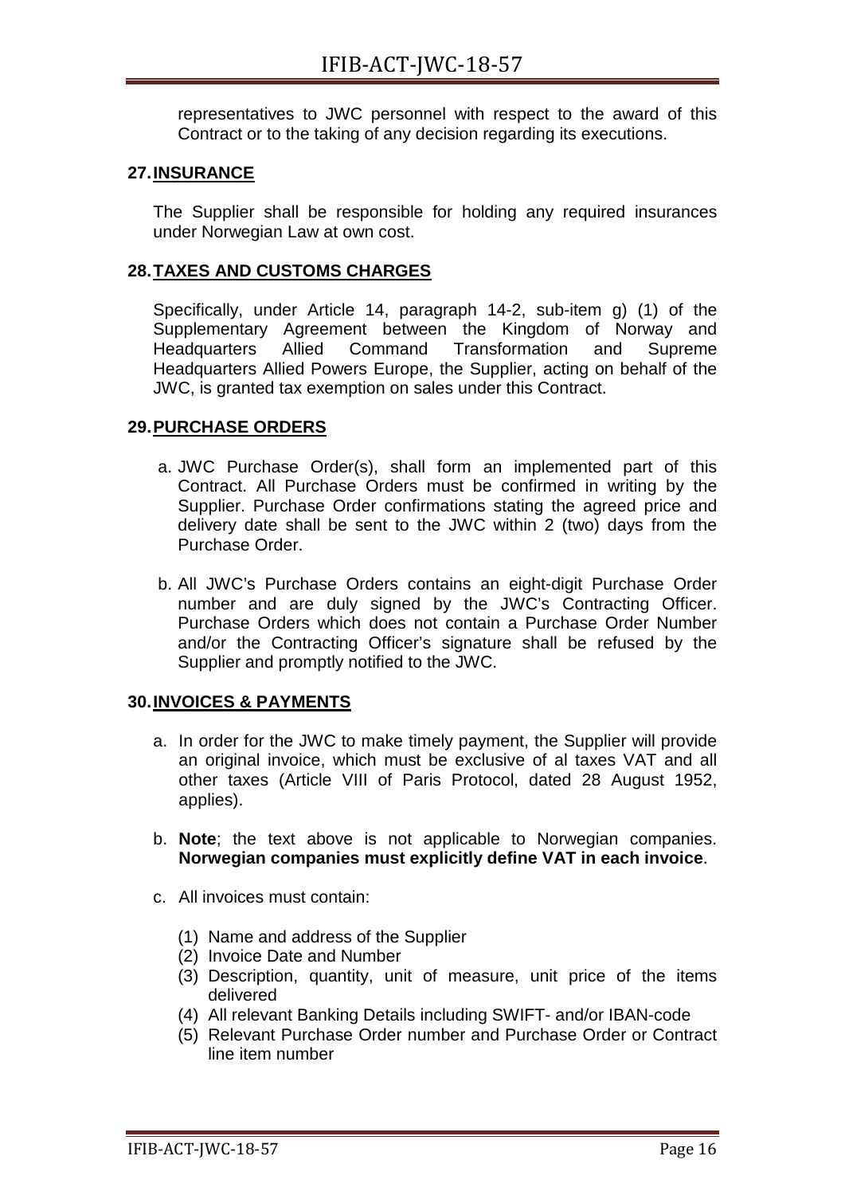representatives to JWC personnel with respect to the award of this Contract or to the taking of any decision regarding its executions.

## 27. INSURANCE

The Supplier shall be responsible for holding any required insurances under Norwegian Law at own cost.

## 28. TAXES AND CUSTOMS CHARGES

Specifically, under Article 14, paragraph 14-2, sub-item g) (1) of the Supplementary Agreement between the Kingdom of Norway and Headquarters Allied Command Transformation and Supreme Headquarters Allied Powers Europe, the Supplier, acting on behalf of the JWC, is granted tax exemption on sales under this Contract.

## 29. PURCHASE ORDERS

a. JWC Purchase Order(s), shall form an implemented part of this Contract. All Purchase Orders must be confirmed in writing by the Supplier. Purchase Order confirmations stating the agreed price and delivery date shall be sent to the JWC within 2 (two) days from the Purchase Order.

b. All JWC's Purchase Orders contains an eight-digit Purchase Order number and are duly signed by the JWC's Contracting Officer. Purchase Orders which does not contain a Purchase Order Number and/or the Contracting Officer's signature shall be refused by the Supplier and promptly notified to the JWC.

## 30. INVOICES & PAYMENTS

a. In order for the JWC to make timely payment, the Supplier will provide an original invoice, which must be exclusive of al taxes VAT and all other taxes (Article VIII of Paris Protocol, dated 28 August 1952, applies).

b. **Note**; the text above is not applicable to Norwegian companies. **Norwegian companies must explicitly define VAT in each invoice**.

c. All invoices must contain:

   (1) Name and address of the Supplier
   (2) Invoice Date and Number
   (3) Description, quantity, unit of measure, unit price of the items delivered
   (4) All relevant Banking Details including SWIFT- and/or IBAN-code
   (5) Relevant Purchase Order number and Purchase Order or Contract line item number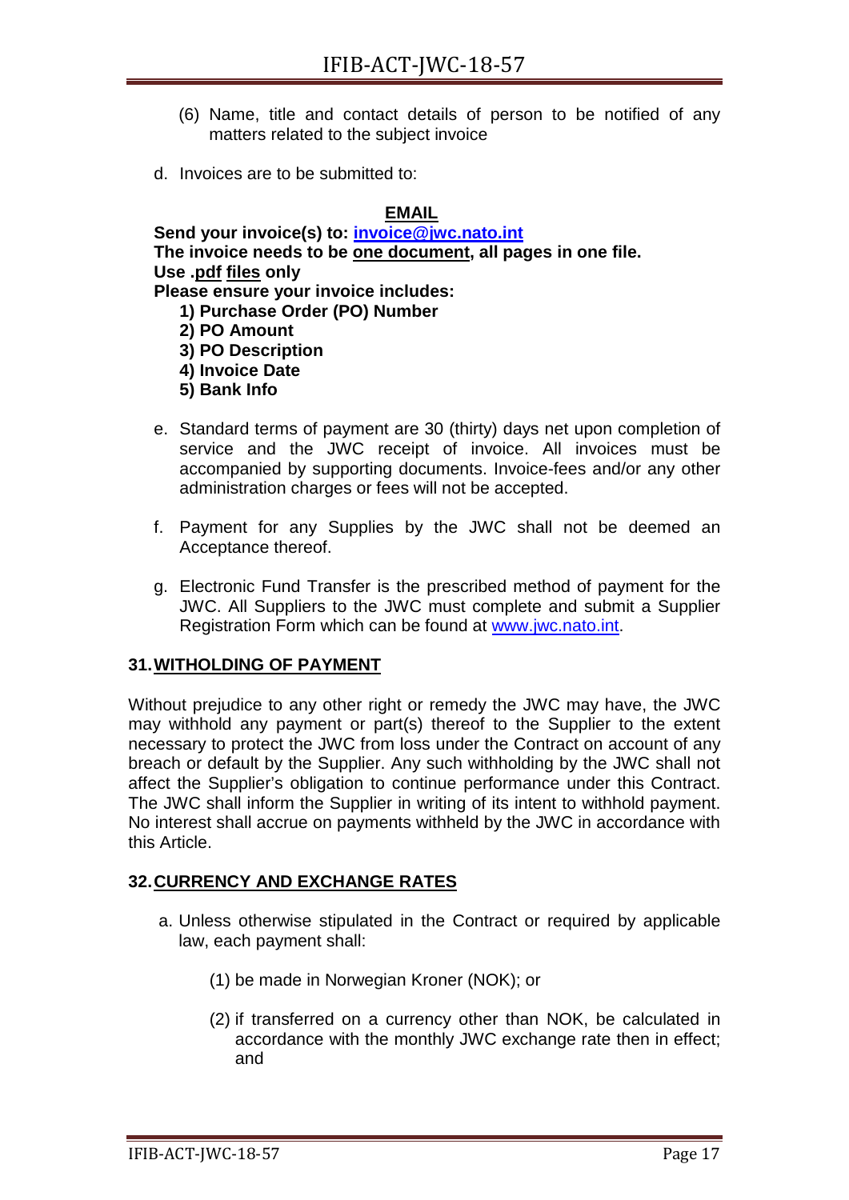(6) Name, title and contact details of person to be notified of any matters related to the subject invoice

d. Invoices are to be submitted to:

**EMAIL**

**Send your invoice(s) to: invoice@jwc.nato.int**
**The invoice needs to be one document, all pages in one file.**
**Use .pdf files only**
**Please ensure your invoice includes:**

**1) Purchase Order (PO) Number**
**2) PO Amount**
**3) PO Description**
**4) Invoice Date**
**5) Bank Info**

e. Standard terms of payment are 30 (thirty) days net upon completion of service and the JWC receipt of invoice. All invoices must be accompanied by supporting documents. Invoice-fees and/or any other administration charges or fees will not be accepted.

f. Payment for any Supplies by the JWC shall not be deemed an Acceptance thereof.

g. Electronic Fund Transfer is the prescribed method of payment for the JWC. All Suppliers to the JWC must complete and submit a Supplier Registration Form which can be found at www.jwc.nato.int.

## 31. WITHOLDING OF PAYMENT

Without prejudice to any other right or remedy the JWC may have, the JWC may withhold any payment or part(s) thereof to the Supplier to the extent necessary to protect the JWC from loss under the Contract on account of any breach or default by the Supplier. Any such withholding by the JWC shall not affect the Supplier's obligation to continue performance under this Contract. The JWC shall inform the Supplier in writing of its intent to withhold payment. No interest shall accrue on payments withheld by the JWC in accordance with this Article.

## 32. CURRENCY AND EXCHANGE RATES

a. Unless otherwise stipulated in the Contract or required by applicable law, each payment shall:

(1) be made in Norwegian Kroner (NOK); or

(2) if transferred on a currency other than NOK, be calculated in accordance with the monthly JWC exchange rate then in effect; and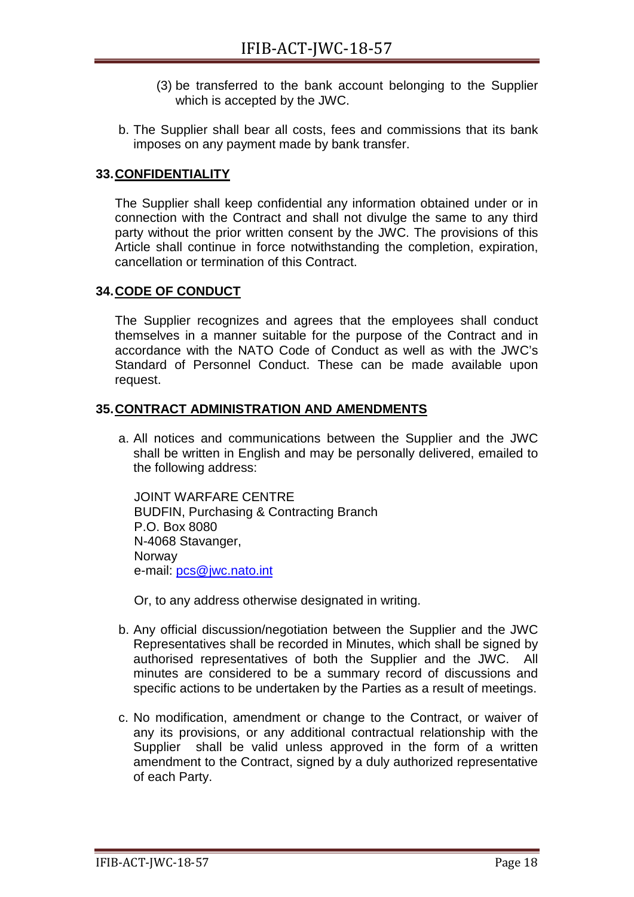(3) be transferred to the bank account belonging to the Supplier which is accepted by the JWC.

b. The Supplier shall bear all costs, fees and commissions that its bank imposes on any payment made by bank transfer.

## 33. CONFIDENTIALITY

The Supplier shall keep confidential any information obtained under or in connection with the Contract and shall not divulge the same to any third party without the prior written consent by the JWC. The provisions of this Article shall continue in force notwithstanding the completion, expiration, cancellation or termination of this Contract.

## 34. CODE OF CONDUCT

The Supplier recognizes and agrees that the employees shall conduct themselves in a manner suitable for the purpose of the Contract and in accordance with the NATO Code of Conduct as well as with the JWC's Standard of Personnel Conduct. These can be made available upon request.

## 35. CONTRACT ADMINISTRATION AND AMENDMENTS

a. All notices and communications between the Supplier and the JWC shall be written in English and may be personally delivered, emailed to the following address:

JOINT WARFARE CENTRE
BUDFIN, Purchasing & Contracting Branch
P.O. Box 8080
N-4068 Stavanger,
Norway
e-mail: pcs@jwc.nato.int

Or, to any address otherwise designated in writing.

b. Any official discussion/negotiation between the Supplier and the JWC Representatives shall be recorded in Minutes, which shall be signed by authorised representatives of both the Supplier and the JWC. All minutes are considered to be a summary record of discussions and specific actions to be undertaken by the Parties as a result of meetings.

c. No modification, amendment or change to the Contract, or waiver of any its provisions, or any additional contractual relationship with the Supplier shall be valid unless approved in the form of a written amendment to the Contract, signed by a duly authorized representative of each Party.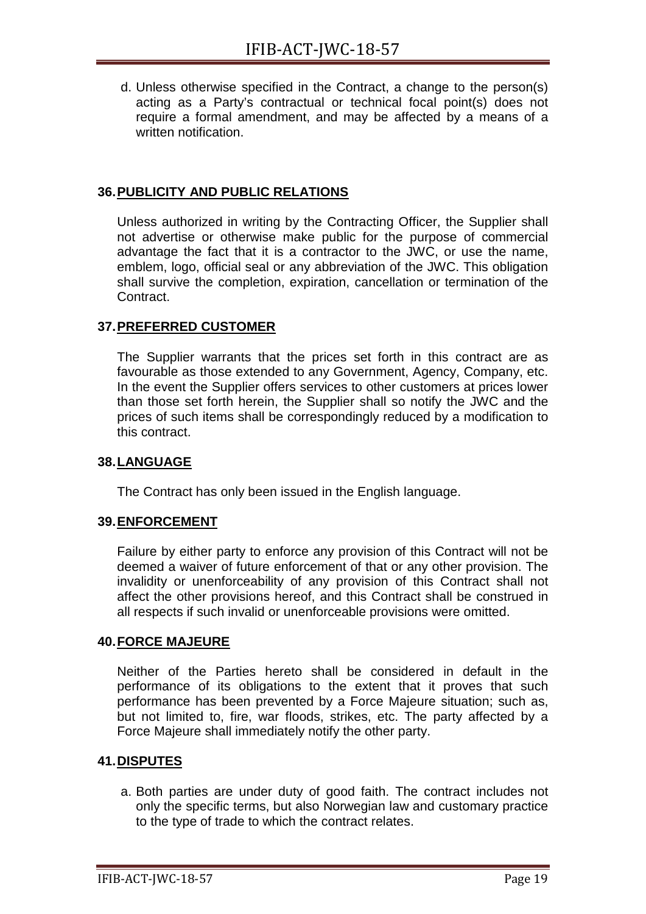d. Unless otherwise specified in the Contract, a change to the person(s) acting as a Party's contractual or technical focal point(s) does not require a formal amendment, and may be affected by a means of a written notification.

## 36. PUBLICITY AND PUBLIC RELATIONS

Unless authorized in writing by the Contracting Officer, the Supplier shall not advertise or otherwise make public for the purpose of commercial advantage the fact that it is a contractor to the JWC, or use the name, emblem, logo, official seal or any abbreviation of the JWC. This obligation shall survive the completion, expiration, cancellation or termination of the Contract.

## 37. PREFERRED CUSTOMER

The Supplier warrants that the prices set forth in this contract are as favourable as those extended to any Government, Agency, Company, etc. In the event the Supplier offers services to other customers at prices lower than those set forth herein, the Supplier shall so notify the JWC and the prices of such items shall be correspondingly reduced by a modification to this contract.

## 38. LANGUAGE

The Contract has only been issued in the English language.

## 39. ENFORCEMENT

Failure by either party to enforce any provision of this Contract will not be deemed a waiver of future enforcement of that or any other provision. The invalidity or unenforceability of any provision of this Contract shall not affect the other provisions hereof, and this Contract shall be construed in all respects if such invalid or unenforceable provisions were omitted.

## 40. FORCE MAJEURE

Neither of the Parties hereto shall be considered in default in the performance of its obligations to the extent that it proves that such performance has been prevented by a Force Majeure situation; such as, but not limited to, fire, war floods, strikes, etc. The party affected by a Force Majeure shall immediately notify the other party.

## 41. DISPUTES

a. Both parties are under duty of good faith. The contract includes not only the specific terms, but also Norwegian law and customary practice to the type of trade to which the contract relates.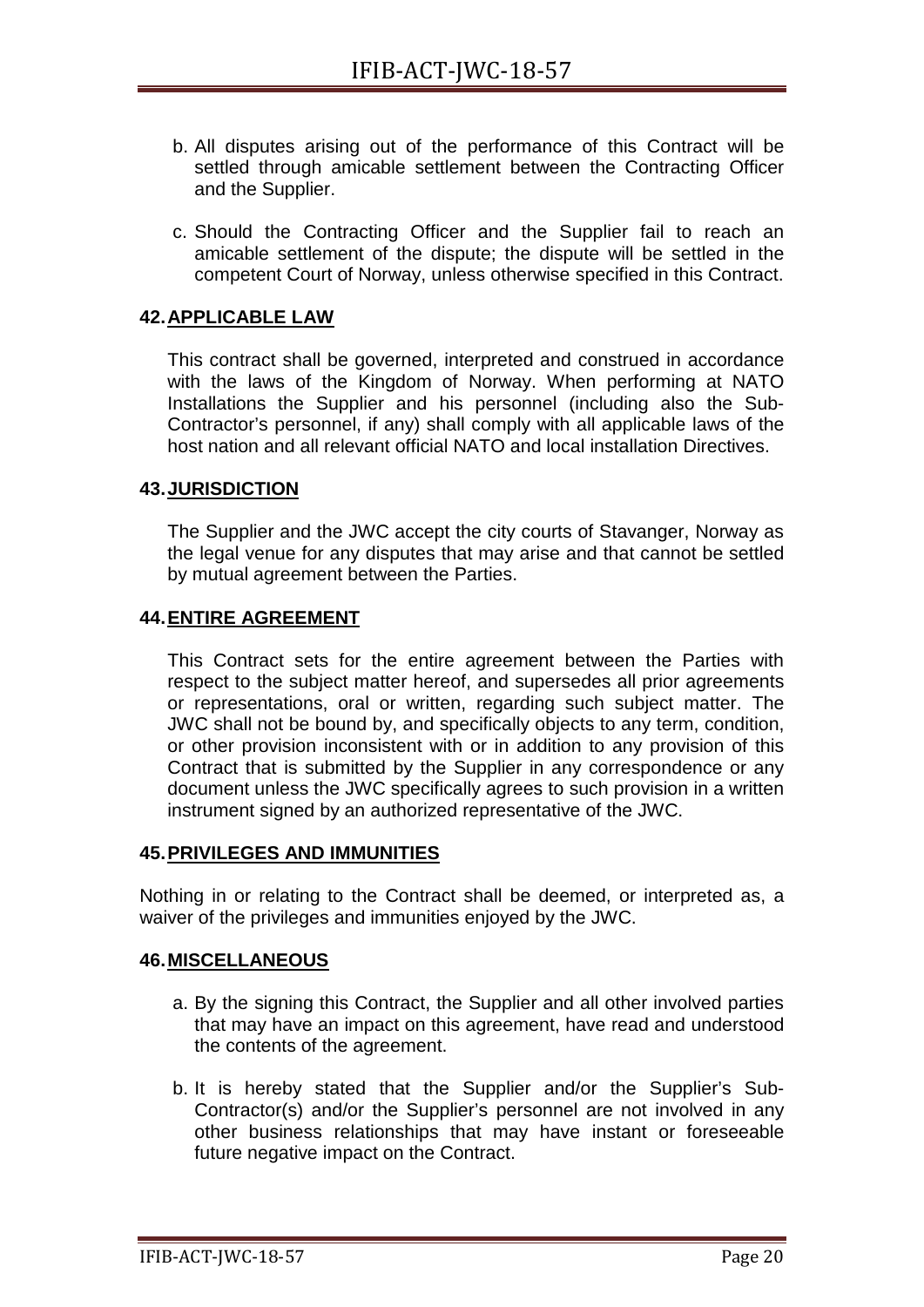b. All disputes arising out of the performance of this Contract will be settled through amicable settlement between the Contracting Officer and the Supplier.

c. Should the Contracting Officer and the Supplier fail to reach an amicable settlement of the dispute; the dispute will be settled in the competent Court of Norway, unless otherwise specified in this Contract.

## 42. APPLICABLE LAW

This contract shall be governed, interpreted and construed in accordance with the laws of the Kingdom of Norway. When performing at NATO Installations the Supplier and his personnel (including also the Sub-Contractor's personnel, if any) shall comply with all applicable laws of the host nation and all relevant official NATO and local installation Directives.

## 43. JURISDICTION

The Supplier and the JWC accept the city courts of Stavanger, Norway as the legal venue for any disputes that may arise and that cannot be settled by mutual agreement between the Parties.

## 44. ENTIRE AGREEMENT

This Contract sets for the entire agreement between the Parties with respect to the subject matter hereof, and supersedes all prior agreements or representations, oral or written, regarding such subject matter. The JWC shall not be bound by, and specifically objects to any term, condition, or other provision inconsistent with or in addition to any provision of this Contract that is submitted by the Supplier in any correspondence or any document unless the JWC specifically agrees to such provision in a written instrument signed by an authorized representative of the JWC.

## 45. PRIVILEGES AND IMMUNITIES

Nothing in or relating to the Contract shall be deemed, or interpreted as, a waiver of the privileges and immunities enjoyed by the JWC.

## 46. MISCELLANEOUS

a. By the signing this Contract, the Supplier and all other involved parties that may have an impact on this agreement, have read and understood the contents of the agreement.

b. It is hereby stated that the Supplier and/or the Supplier's Sub-Contractor(s) and/or the Supplier's personnel are not involved in any other business relationships that may have instant or foreseeable future negative impact on the Contract.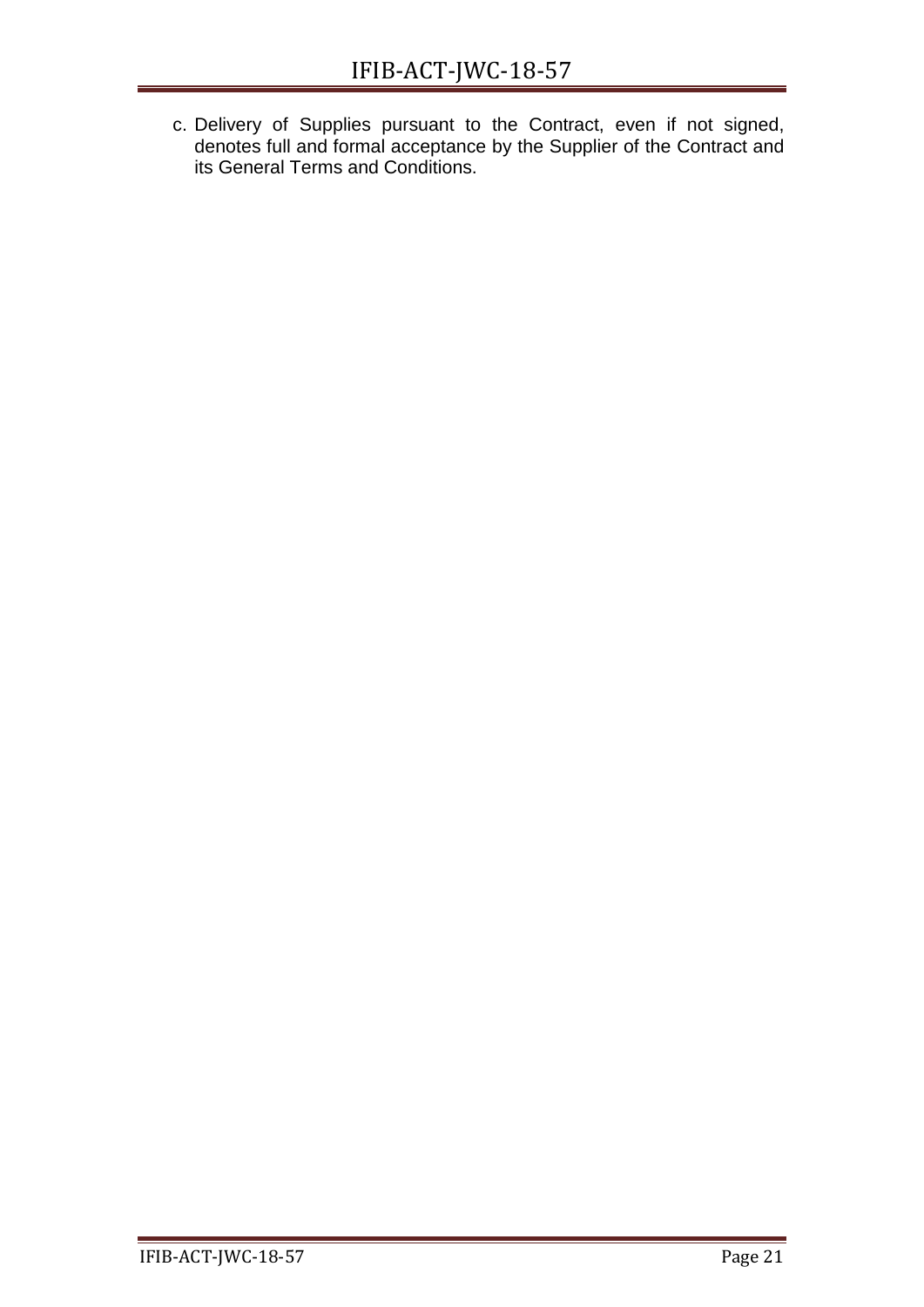c. Delivery of Supplies pursuant to the Contract, even if not signed, denotes full and formal acceptance by the Supplier of the Contract and its General Terms and Conditions.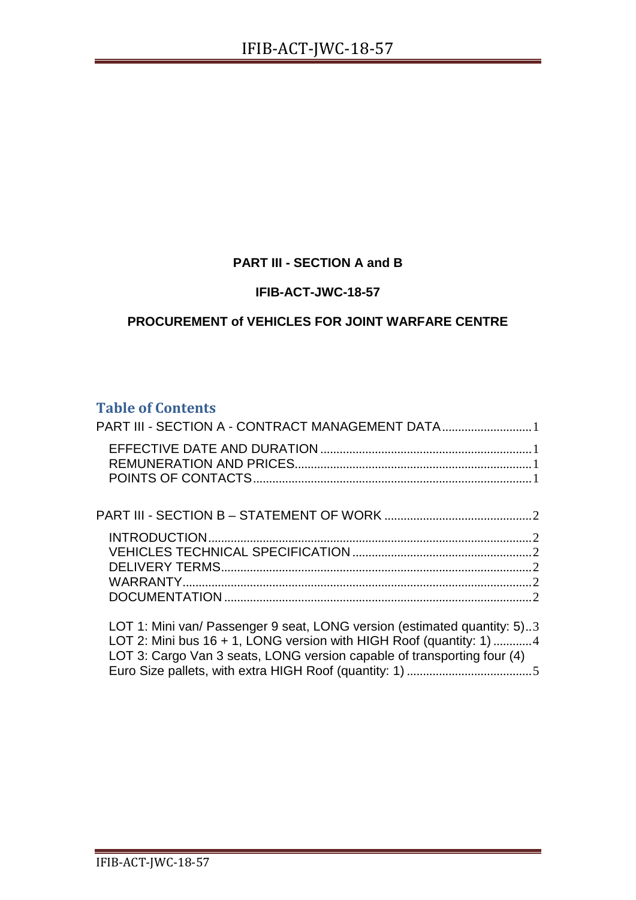**PART III - SECTION A and B**

**IFIB-ACT-JWC-18-57**

**PROCUREMENT of VEHICLES FOR JOINT WARFARE CENTRE**

## Table of Contents

PART III - SECTION A - CONTRACT MANAGEMENT DATA ........................... 1

- EFFECTIVE DATE AND DURATION ........................... 1
- REMUNERATION AND PRICES ........................... 1
- POINTS OF CONTACTS ........................... 1

PART III - SECTION B – STATEMENT OF WORK ........................... 2

- INTRODUCTION ........................... 2
- VEHICLES TECHNICAL SPECIFICATION ........................... 2
- DELIVERY TERMS ........................... 2
- WARRANTY ........................... 2
- DOCUMENTATION ........................... 2

- LOT 1: Mini van/ Passenger 9 seat, LONG version (estimated quantity: 5) .. 3
- LOT 2: Mini bus 16 + 1, LONG version with HIGH Roof (quantity: 1) ........... 4
- LOT 3: Cargo Van 3 seats, LONG version capable of transporting four (4) Euro Size pallets, with extra HIGH Roof (quantity: 1) ........................... 5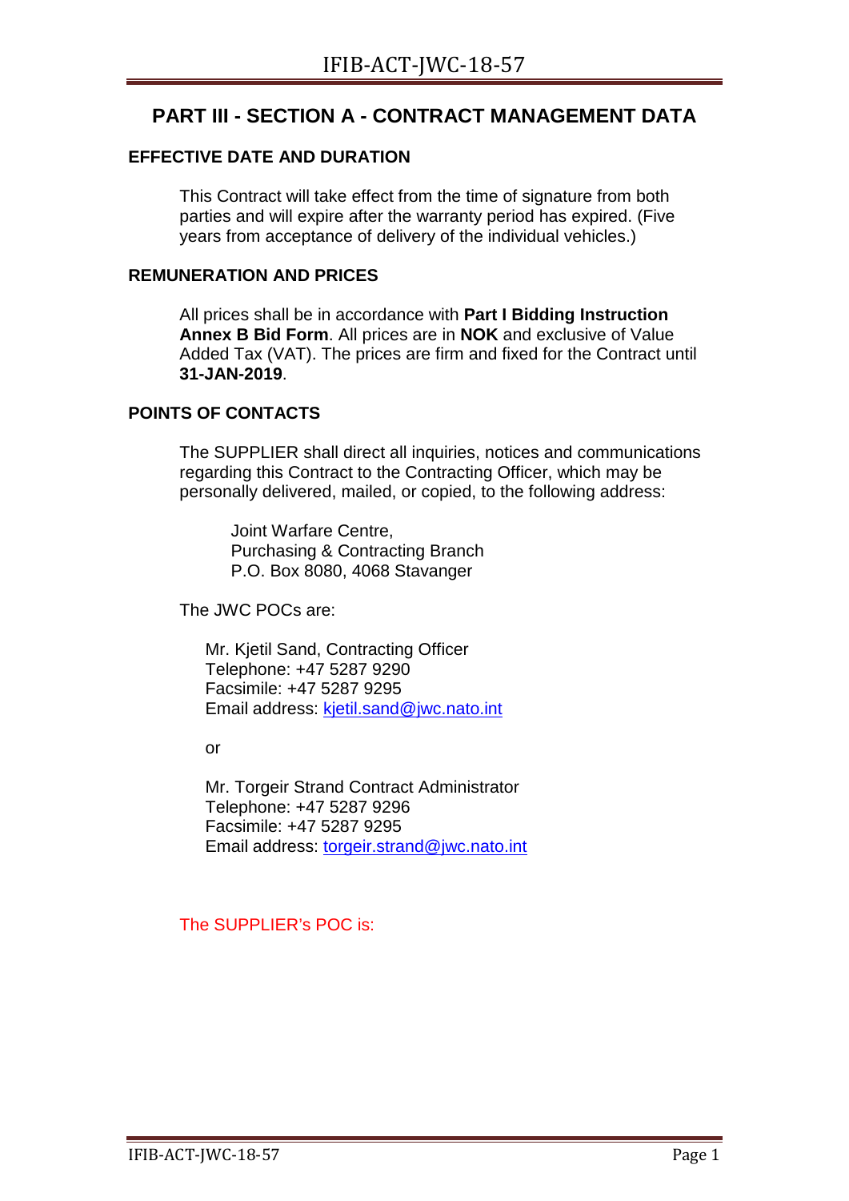# PART III - SECTION A - CONTRACT MANAGEMENT DATA

## EFFECTIVE DATE AND DURATION

This Contract will take effect from the time of signature from both parties and will expire after the warranty period has expired. (Five years from acceptance of delivery of the individual vehicles.)

## REMUNERATION AND PRICES

All prices shall be in accordance with **Part I Bidding Instruction Annex B Bid Form**. All prices are in **NOK** and exclusive of Value Added Tax (VAT). The prices are firm and fixed for the Contract until **31-JAN-2019**.

## POINTS OF CONTACTS

The SUPPLIER shall direct all inquiries, notices and communications regarding this Contract to the Contracting Officer, which may be personally delivered, mailed, or copied, to the following address:

Joint Warfare Centre,
Purchasing & Contracting Branch
P.O. Box 8080, 4068 Stavanger

The JWC POCs are:

Mr. Kjetil Sand, Contracting Officer
Telephone: +47 5287 9290
Facsimile: +47 5287 9295
Email address: kjetil.sand@jwc.nato.int

or

Mr. Torgeir Strand Contract Administrator
Telephone: +47 5287 9296
Facsimile: +47 5287 9295
Email address: torgeir.strand@jwc.nato.int

The SUPPLIER's POC is: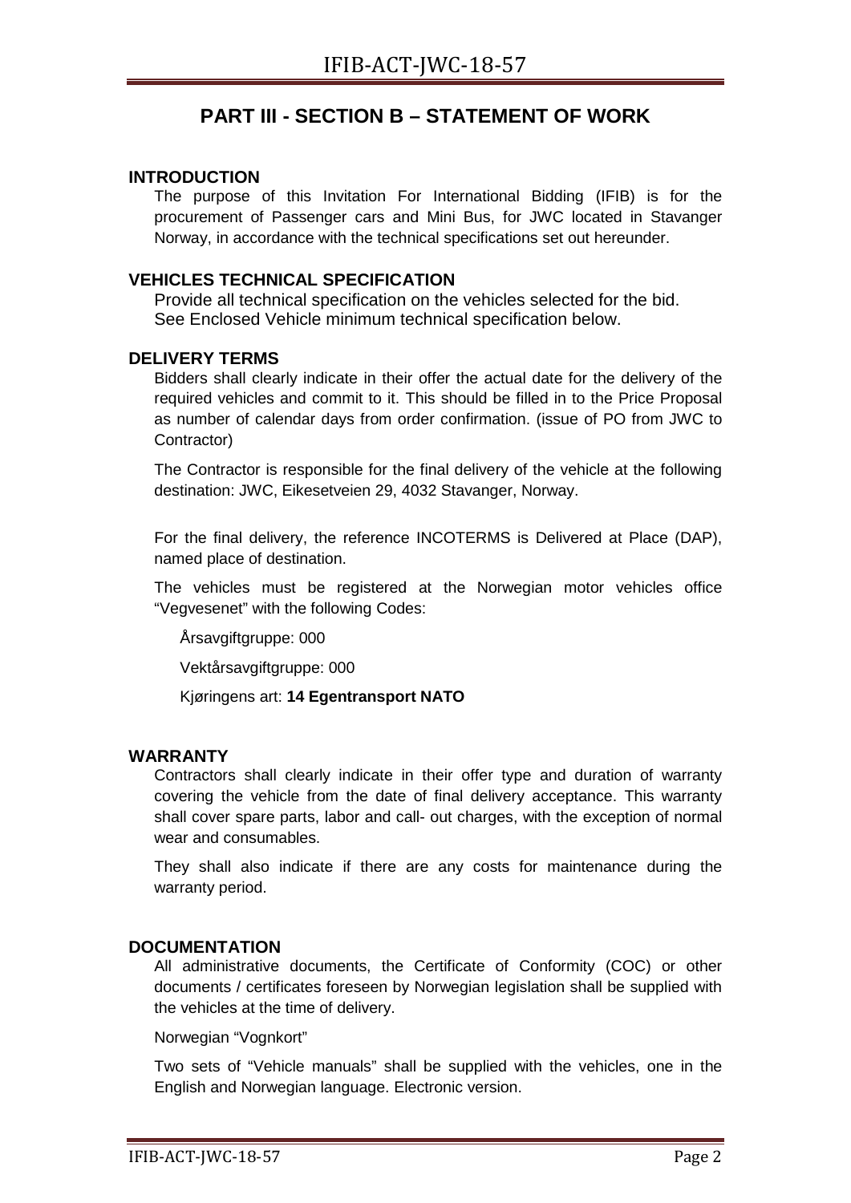# PART III - SECTION B – STATEMENT OF WORK

## INTRODUCTION

The purpose of this Invitation For International Bidding (IFIB) is for the procurement of Passenger cars and Mini Bus, for JWC located in Stavanger Norway, in accordance with the technical specifications set out hereunder.

## VEHICLES TECHNICAL SPECIFICATION

Provide all technical specification on the vehicles selected for the bid.
See Enclosed Vehicle minimum technical specification below.

## DELIVERY TERMS

Bidders shall clearly indicate in their offer the actual date for the delivery of the required vehicles and commit to it. This should be filled in to the Price Proposal as number of calendar days from order confirmation. (issue of PO from JWC to Contractor)

The Contractor is responsible for the final delivery of the vehicle at the following destination: JWC, Eikesetveien 29, 4032 Stavanger, Norway.

For the final delivery, the reference INCOTERMS is Delivered at Place (DAP), named place of destination.

The vehicles must be registered at the Norwegian motor vehicles office "Vegvesenet" with the following Codes:

Årsavgiftgruppe: 000

Vektårsavgiftgruppe: 000

Kjøringens art: **14 Egentransport NATO**

## WARRANTY

Contractors shall clearly indicate in their offer type and duration of warranty covering the vehicle from the date of final delivery acceptance. This warranty shall cover spare parts, labor and call- out charges, with the exception of normal wear and consumables.

They shall also indicate if there are any costs for maintenance during the warranty period.

## DOCUMENTATION

All administrative documents, the Certificate of Conformity (COC) or other documents / certificates foreseen by Norwegian legislation shall be supplied with the vehicles at the time of delivery.

Norwegian "Vognkort"

Two sets of "Vehicle manuals" shall be supplied with the vehicles, one in the English and Norwegian language. Electronic version.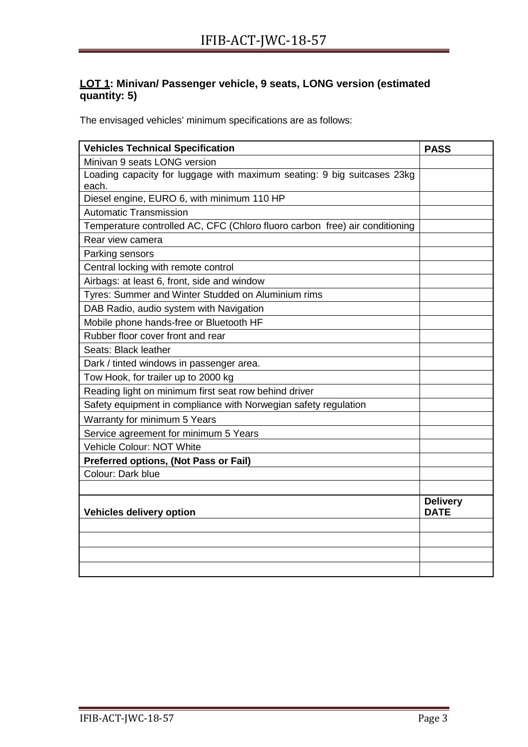### **LOT 1: Minivan/ Passenger vehicle, 9 seats, LONG version (estimated quantity: 5)**

The envisaged vehicles' minimum specifications are as follows:

| **Vehicles Technical Specification** | **PASS** |
|---|---|
| Minivan 9 seats LONG version | |
| Loading capacity for luggage with maximum seating: 9 big suitcases 23kg each. | |
| Diesel engine, EURO 6, with minimum 110 HP | |
| Automatic Transmission | |
| Temperature controlled AC, CFC (Chloro fluoro carbon free) air conditioning | |
| Rear view camera | |
| Parking sensors | |
| Central locking with remote control | |
| Airbags: at least 6, front, side and window | |
| Tyres: Summer and Winter Studded on Aluminium rims | |
| DAB Radio, audio system with Navigation | |
| Mobile phone hands-free or Bluetooth HF | |
| Rubber floor cover front and rear | |
| Seats: Black leather | |
| Dark / tinted windows in passenger area. | |
| Tow Hook, for trailer up to 2000 kg | |
| Reading light on minimum first seat row behind driver | |
| Safety equipment in compliance with Norwegian safety regulation | |
| Warranty for minimum 5 Years | |
| Service agreement for minimum 5 Years | |
| Vehicle Colour: NOT White | |
| **Preferred options, (Not Pass or Fail)** | |
| Colour: Dark blue | |
| | |
| **Vehicles delivery option** | **Delivery DATE** |
| | |
| | |
| | |
| | |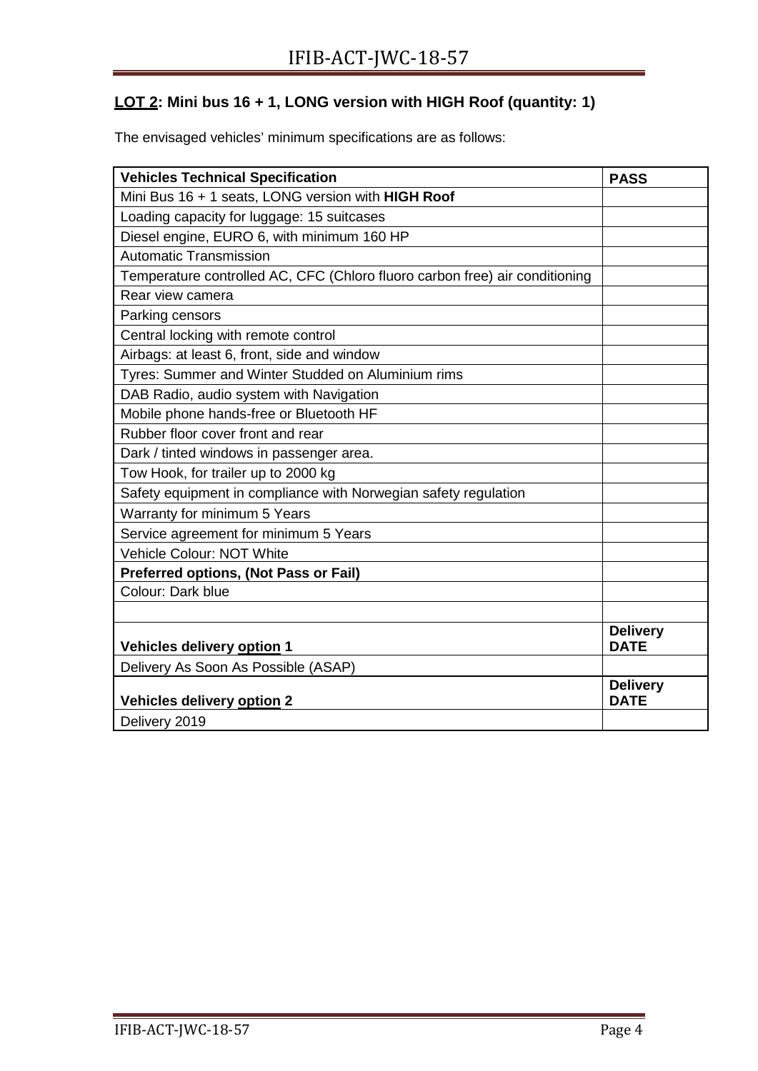**<u>LOT 2</u>: Mini bus 16 + 1, LONG version with HIGH Roof (quantity: 1)**

The envisaged vehicles' minimum specifications are as follows:

| **Vehicles Technical Specification** | **PASS** |
|---|---|
| Mini Bus 16 + 1 seats, LONG version with **HIGH Roof** | |
| Loading capacity for luggage: 15 suitcases | |
| Diesel engine, EURO 6, with minimum 160 HP | |
| Automatic Transmission | |
| Temperature controlled AC, CFC (Chloro fluoro carbon free) air conditioning | |
| Rear view camera | |
| Parking censors | |
| Central locking with remote control | |
| Airbags: at least 6, front, side and window | |
| Tyres: Summer and Winter Studded on Aluminium rims | |
| DAB Radio, audio system with Navigation | |
| Mobile phone hands-free or Bluetooth HF | |
| Rubber floor cover front and rear | |
| Dark / tinted windows in passenger area. | |
| Tow Hook, for trailer up to 2000 kg | |
| Safety equipment in compliance with Norwegian safety regulation | |
| Warranty for minimum 5 Years | |
| Service agreement for minimum 5 Years | |
| Vehicle Colour: NOT White | |
| **Preferred options, (Not Pass or Fail)** | |
| Colour: Dark blue | |
| | |
| **Vehicles delivery <u>option</u> 1** | **Delivery DATE** |
| Delivery As Soon As Possible (ASAP) | |
| **Vehicles delivery <u>option</u> 2** | **Delivery DATE** |
| Delivery 2019 | |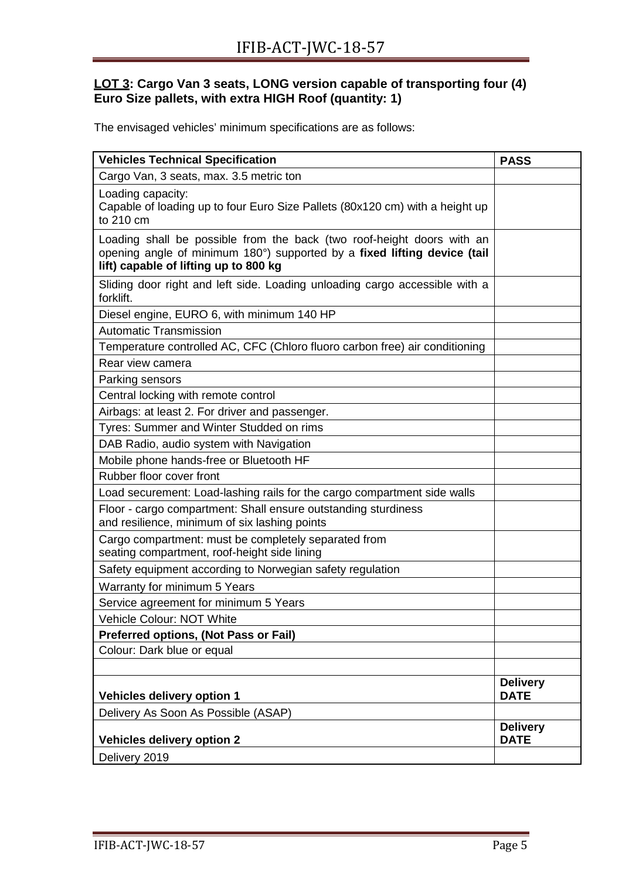**LOT 3: Cargo Van 3 seats, LONG version capable of transporting four (4) Euro Size pallets, with extra HIGH Roof (quantity: 1)**

The envisaged vehicles' minimum specifications are as follows:

| **Vehicles Technical Specification** | **PASS** |
|---|---|
| Cargo Van, 3 seats, max. 3.5 metric ton | |
| Loading capacity: Capable of loading up to four Euro Size Pallets (80x120 cm) with a height up to 210 cm | |
| Loading shall be possible from the back (two roof-height doors with an opening angle of minimum 180°) supported by a **fixed lifting device (tail lift) capable of lifting up to 800 kg** | |
| Sliding door right and left side. Loading unloading cargo accessible with a forklift. | |
| Diesel engine, EURO 6, with minimum 140 HP | |
| Automatic Transmission | |
| Temperature controlled AC, CFC (Chloro fluoro carbon free) air conditioning | |
| Rear view camera | |
| Parking sensors | |
| Central locking with remote control | |
| Airbags: at least 2. For driver and passenger. | |
| Tyres: Summer and Winter Studded on rims | |
| DAB Radio, audio system with Navigation | |
| Mobile phone hands-free or Bluetooth HF | |
| Rubber floor cover front | |
| Load securement: Load-lashing rails for the cargo compartment side walls | |
| Floor - cargo compartment: Shall ensure outstanding sturdiness and resilience, minimum of six lashing points | |
| Cargo compartment: must be completely separated from seating compartment, roof-height side lining | |
| Safety equipment according to Norwegian safety regulation | |
| Warranty for minimum 5 Years | |
| Service agreement for minimum 5 Years | |
| Vehicle Colour: NOT White | |
| **Preferred options, (Not Pass or Fail)** | |
| Colour: Dark blue or equal | |
| | |
| **Vehicles delivery option 1** | **Delivery DATE** |
| Delivery As Soon As Possible (ASAP) | |
| **Vehicles delivery option 2** | **Delivery DATE** |
| Delivery 2019 | |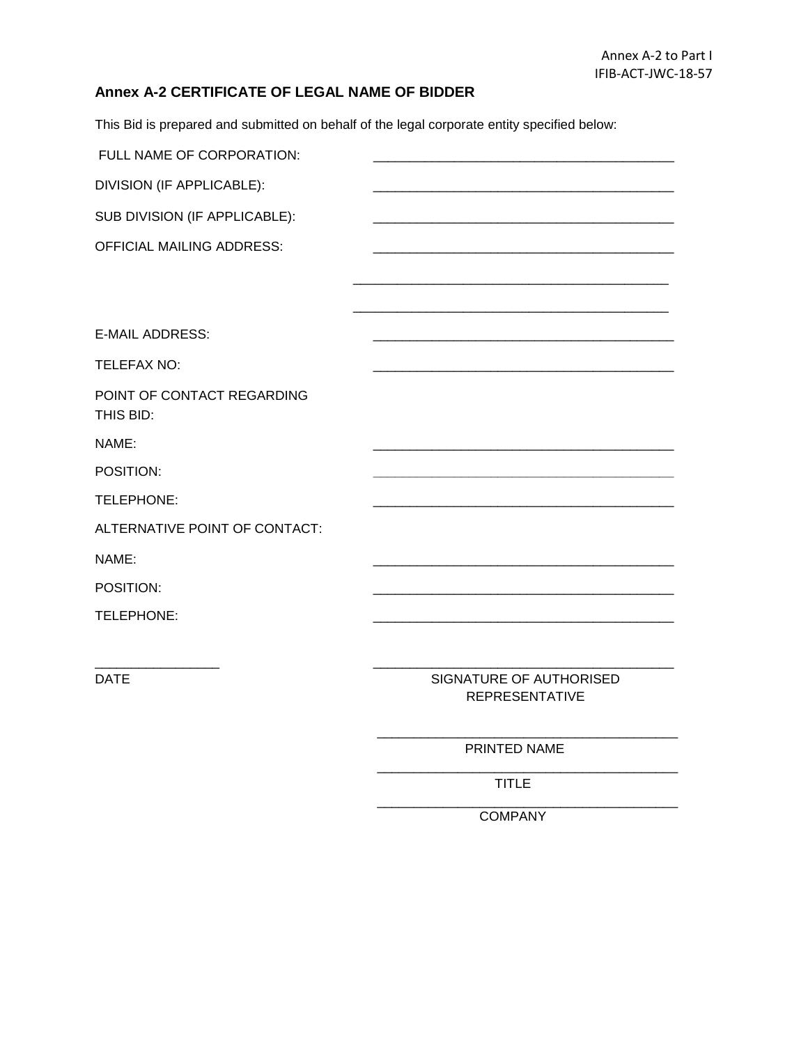Annex A-2 to Part I
IFIB-ACT-JWC-18-57

## Annex A-2 CERTIFICATE OF LEGAL NAME OF BIDDER

This Bid is prepared and submitted on behalf of the legal corporate entity specified below:

FULL NAME OF CORPORATION: ________________________________________

DIVISION (IF APPLICABLE): ________________________________________

SUB DIVISION (IF APPLICABLE): ________________________________________

OFFICIAL MAILING ADDRESS: ________________________________________

________________________________________

________________________________________

E-MAIL ADDRESS: ________________________________________

TELEFAX NO: ________________________________________

POINT OF CONTACT REGARDING THIS BID:

NAME: ________________________________________

POSITION: ________________________________________

TELEPHONE: ________________________________________

ALTERNATIVE POINT OF CONTACT:

NAME: ________________________________________

POSITION: ________________________________________

TELEPHONE: ________________________________________

________________
DATE

________________________________________
SIGNATURE OF AUTHORISED REPRESENTATIVE

________________________________________
PRINTED NAME

________________________________________
TITLE

________________________________________
COMPANY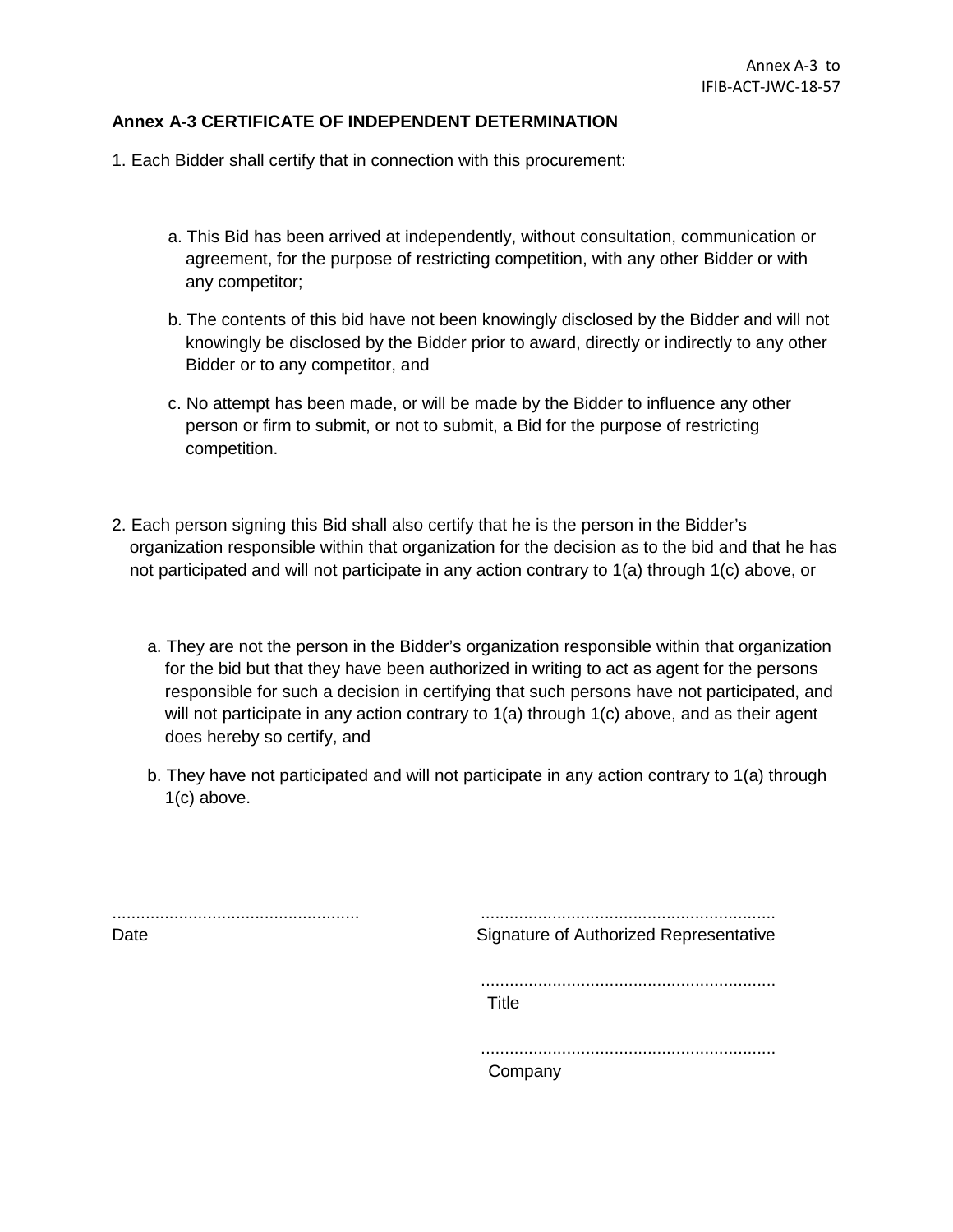Annex A-3 to
IFIB-ACT-JWC-18-57

**Annex A-3 CERTIFICATE OF INDEPENDENT DETERMINATION**

1. Each Bidder shall certify that in connection with this procurement:

   a. This Bid has been arrived at independently, without consultation, communication or agreement, for the purpose of restricting competition, with any other Bidder or with any competitor;

   b. The contents of this bid have not been knowingly disclosed by the Bidder and will not knowingly be disclosed by the Bidder prior to award, directly or indirectly to any other Bidder or to any competitor, and

   c. No attempt has been made, or will be made by the Bidder to influence any other person or firm to submit, or not to submit, a Bid for the purpose of restricting competition.

2. Each person signing this Bid shall also certify that he is the person in the Bidder's organization responsible within that organization for the decision as to the bid and that he has not participated and will not participate in any action contrary to 1(a) through 1(c) above, or

   a. They are not the person in the Bidder's organization responsible within that organization for the bid but that they have been authorized in writing to act as agent for the persons responsible for such a decision in certifying that such persons have not participated, and will not participate in any action contrary to 1(a) through 1(c) above, and as their agent does hereby so certify, and

   b. They have not participated and will not participate in any action contrary to 1(a) through 1(c) above.

.................................................... 
Date

..............................................................
Signature of Authorized Representative

..............................................................
Title

..............................................................
Company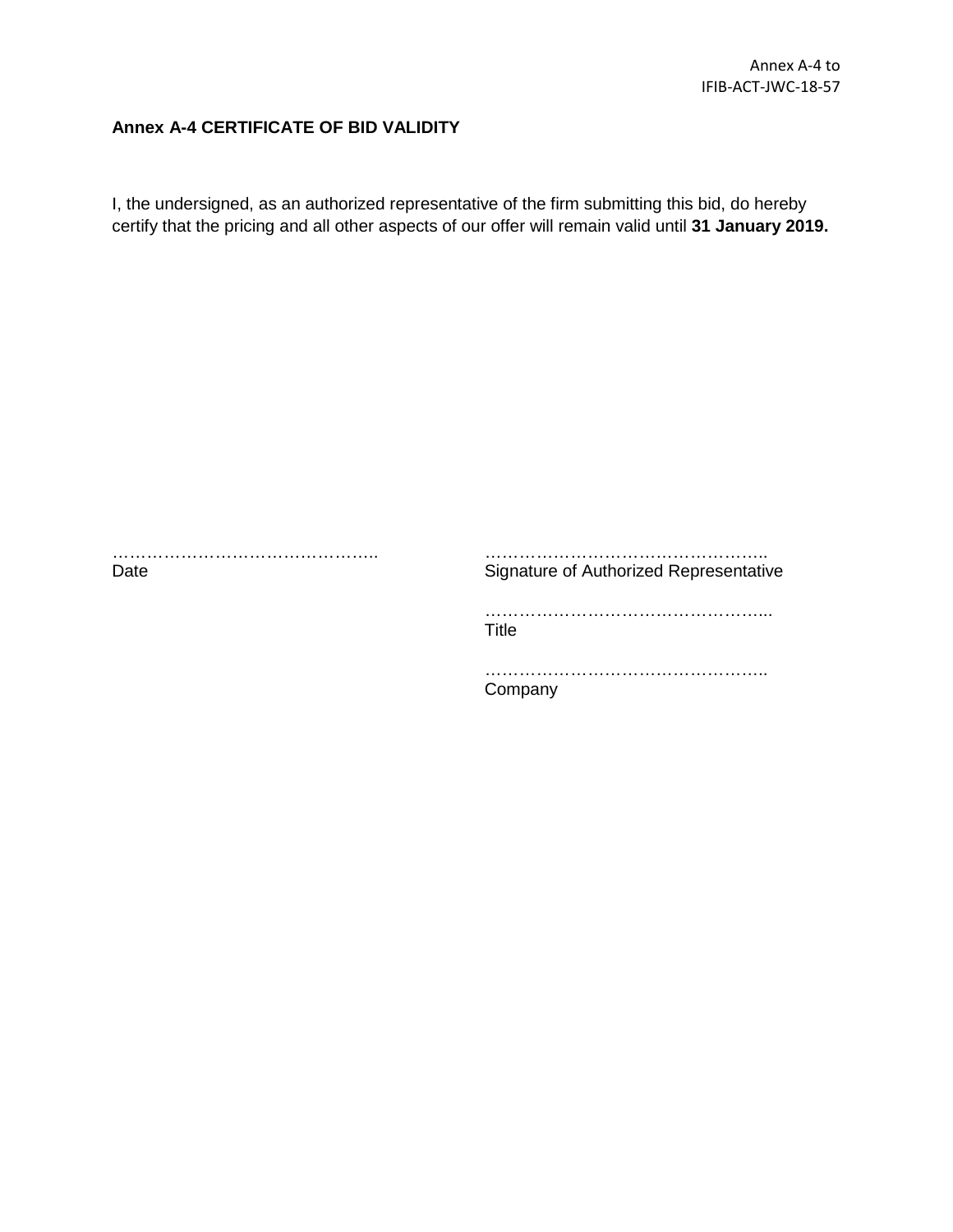Annex A-4 to
IFIB-ACT-JWC-18-57

**Annex A-4 CERTIFICATE OF BID VALIDITY**

I, the undersigned, as an authorized representative of the firm submitting this bid, do hereby certify that the pricing and all other aspects of our offer will remain valid until **31 January 2019.**

……………………………………….. 
Date

…………………………………………..
Signature of Authorized Representative

…………………………………………...
Title

…………………………………………..
Company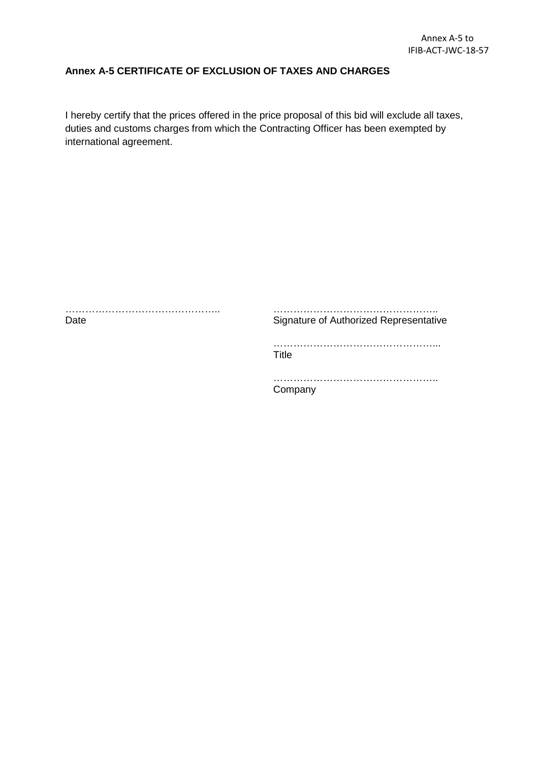Annex A-5 to
IFIB-ACT-JWC-18-57

**Annex A-5 CERTIFICATE OF EXCLUSION OF TAXES AND CHARGES**

I hereby certify that the prices offered in the price proposal of this bid will exclude all taxes, duties and customs charges from which the Contracting Officer has been exempted by international agreement.

………………………………………..
Date

…………………………………………..
Signature of Authorized Representative

…………………………………………...
Title

…………………………………………..
Company